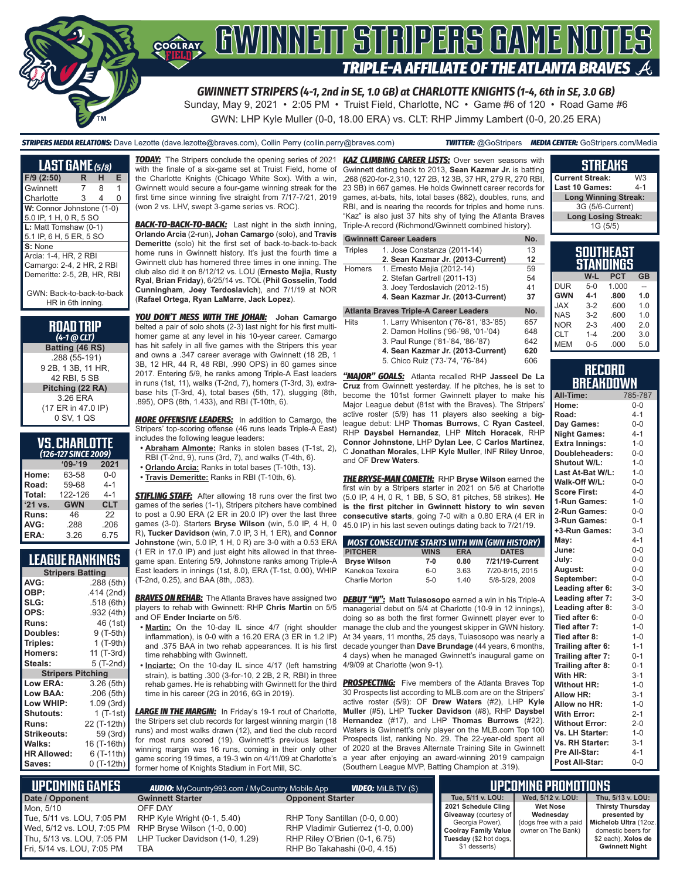# GWINNETT STRIPERS GAME NOTES

## TRIPLE-A AFFILIATE OF THE ATLANTA BRAVES

**GWINNETT STRIPERS (4-1, 2nd in SE, 1.0 GB) at CHARLOTTE KNIGHTS (1-4, 6th in SE, 3.0 GB)**

Sunday, May 9, 2021 • 2:05 PM • Truist Field, Charlotte, NC • Game #6 of 120 • Road Game #6

GWN: LHP Kyle Muller (0-0, 18.00 ERA) vs. CLT: RHP Jimmy Lambert (0-0, 20.25 ERA)

**STRIPERS MEDIA RELATIONS:** Dave Lezotte (dave.lezotte@braves.com), Collin Perry (collin.perry@braves.com) **TWITTER:** @GoStripers **MEDIA CENTER:** GoStripers.com/Media

## LAST GAME (5/8)

| F/9 (2:50) | R | H | E |
|---|---|---|---|
| Gwinnett | 7 | 8 | 1 |
| Charlotte | 3 | 4 | 0 |

**W:** Connor Johnstone (1-0)
5.0 IP, 1 H, 0 R, 5 SO

**L:** Matt Tomshaw (0-1)
5.1 IP, 6 H, 5 ER, 5 SO

**S:** None

Arcia: 1-4, HR, 2 RBI
Camargo: 2-4, 2 HR, 2 RBI
Demeritte: 2-5, 2B, HR, RBI

GWN: Back-to-back-to-back HR in 6th inning.

## ROAD TRIP (4-1 @ CLT)

**Batting (46 RS)**
.288 (55-191)
9 2B, 1 3B, 11 HR,
42 RBI, 5 SB

**Pitching (22 RA)**
3.26 ERA
(17 ER in 47.0 IP)
0 SV, 1 QS

## VS. CHARLOTTE (126-127 SINCE 2009)

| | '09-'19 | 2021 |
|---|---|---|
| Home: | 63-58 | 0-0 |
| Road: | 59-68 | 4-1 |
| Total: | 122-126 | 4-1 |
| '21 vs. | GWN | CLT |
| Runs: | 46 | 22 |
| AVG: | .288 | .206 |
| ERA: | 3.26 | 6.75 |

## LEAGUE RANKINGS

| Stripers Batting | |
|---|---|
| AVG: | .288 (5th) |
| OBP: | .414 (2nd) |
| SLG: | .518 (6th) |
| OPS: | .932 (4th) |
| Runs: | 46 (1st) |
| Doubles: | 9 (T-5th) |
| Triples: | 1 (T-9th) |
| Homers: | 11 (T-3rd) |
| Steals: | 5 (T-2nd) |
| **Stripers Pitching** | |
| Low ERA: | 3.26 (5th) |
| Low BAA: | .206 (5th) |
| Low WHIP: | 1.09 (3rd) |
| Shutouts: | 1 (T-1st) |
| Runs: | 22 (T-12th) |
| Strikeouts: | 59 (3rd) |
| Walks: | 16 (T-16th) |
| HR Allowed: | 6 (T-11th) |
| Saves: | 0 (T-12th) |

***TODAY:*** The Stripers conclude the opening series of 2021 with the finale of a six-game set at Truist Field, home of the Charlotte Knights (Chicago White Sox). With a win, Gwinnett would secure a four-game winning streak for the first time since winning five straight from 7/17-7/21, 2019 (won 2 vs. LHV, swept 3-game series vs. ROC).

***BACK-TO-BACK-TO-BACK:*** Last night in the sixth inning, **Orlando Arcia** (2-run), **Johan Camargo** (solo), and **Travis Demeritte** (solo) hit the first set of back-to-back-to-back home runs in Gwinnett history. It's just the fourth time a Gwinnett club has homered three times in one inning. The club also did it on 8/12/12 vs. LOU (**Ernesto Mejia**, **Rusty Ryal**, **Brian Friday**), 6/25/14 vs. TOL (**Phil Gosselin**, **Todd Cunningham**, **Joey Terdoslavich**), and 7/1/19 at NOR (**Rafael Ortega**, **Ryan LaMarre**, **Jack Lopez**).

***YOU DON'T MESS WITH THE JOHAN:*** **Johan Camargo** belted a pair of solo shots (2-3) last night for his first multi-homer game at any level in his 10-year career. Camargo has hit safely in all five games with the Stripers this year and owns a .347 career average with Gwinnett (18 2B, 1 3B, 12 HR, 44 R, 48 RBI, .990 OPS) in 60 games since 2017. Entering 5/9, he ranks among Triple-A East leaders in runs (1st, 11), walks (T-2nd, 7), homers (T-3rd, 3), extra-base hits (T-3rd, 4), total bases (5th, 17), slugging (8th, .895), OPS (8th, 1.433), and RBI (T-10th, 6).

***MORE OFFENSIVE LEADERS:*** In addition to Camargo, the Stripers' top-scoring offense (46 runs leads Triple-A East) includes the following league leaders:

- **Abraham Almonte:** Ranks in stolen bases (T-1st, 2), RBI (T-2nd, 9), runs (3rd, 7), and walks (T-4th, 6).
- **Orlando Arcia:** Ranks in total bases (T-10th, 13).
- **Travis Demeritte:** Ranks in RBI (T-10th, 6).

***STIFLING STAFF:*** After allowing 18 runs over the first two games of the series (1-1), Stripers pitchers have combined to post a 0.90 ERA (2 ER in 20.0 IP) over the last three games (3-0). Starters **Bryse Wilson** (win, 5.0 IP, 4 H, 0 R), **Tucker Davidson** (win, 7.0 IP, 3 H, 1 ER), and **Connor Johnstone** (win, 5.0 IP, 1 H, 0 R) are 3-0 with a 0.53 ERA (1 ER in 17.0 IP) and just eight hits allowed in that three-game span. Entering 5/9, Johnstone ranks among Triple-A East leaders in innings (1st, 8.0), ERA (T-1st, 0.00), WHIP (T-2nd, 0.25), and BAA (8th, .083).

***BRAVES ON REHAB:*** The Atlanta Braves have assigned two players to rehab with Gwinnett: RHP **Chris Martin** on 5/5 and OF **Ender Inciarte** on 5/6.

- **Martin:** On the 10-day IL since 4/7 (right shoulder inflammation), is 0-0 with a 16.20 ERA (3 ER in 1.2 IP) and .375 BAA in two rehab appearances. It is his first time rehabbing with Gwinnett.
- **Inciarte:** On the 10-day IL since 4/17 (left hamstring strain), is batting .300 (3-for-10, 2 2B, 2 R, RBI) in three rehab games. He is rehabbing with Gwinnett for the third time in his career (2G in 2016, 6G in 2019).

***LARGE IN THE MARGIN:*** In Friday's 19-1 rout of Charlotte, the Stripers set club records for largest winning margin (18 runs) and most walks drawn (12), and tied the club record for most runs scored (19). Gwinnett's previous largest winning margin was 16 runs, coming in their only other game scoring 19 times, a 19-3 win on 4/11/09 at Charlotte's former home of Knights Stadium in Fort Mill, SC.

***KAZ CLIMBING CAREER LISTS:*** Over seven seasons with Gwinnett dating back to 2013, **Sean Kazmar Jr.** is batting .268 (620-for-2,310, 127 2B, 12 3B, 37 HR, 279 R, 270 RBI, 23 SB) in 667 games. He holds Gwinnett career records for games, at-bats, hits, total bases (882), doubles, runs, and RBI, and is nearing the records for triples and home runs. "Kaz" is also just 37 hits shy of tying the Atlanta Braves Triple-A record (Richmond/Gwinnett combined history).

| Gwinnett Career Leaders | | No. |
|---|---|---|
| Triples | 1. Jose Constanza (2011-14) | 13 |
| | **2. Sean Kazmar Jr. (2013-Current)** | **12** |
| Homers | 1. Ernesto Mejia (2012-14) | 59 |
| | 2. Stefan Gartrell (2011-13) | 54 |
| | 3. Joey Terdoslavich (2012-15) | 41 |
| | **4. Sean Kazmar Jr. (2013-Current)** | **37** |
| **Atlanta Braves Triple-A Career Leaders** | | **No.** |
| Hits | 1. Larry Whisenton ('76-'81, '83-'85) | 657 |
| | 2. Damon Hollins ('96-'98, '01-'04) | 648 |
| | 3. Paul Runge ('81-'84, '86-'87) | 642 |
| | **4. Sean Kazmar Jr. (2013-Current)** | **620** |
| | 5. Chico Ruiz ('73-'74, '76-'84) | 606 |

***"MAJOR" GOALS:*** Atlanta recalled RHP **Jasseel De La Cruz** from Gwinnett yesterday. If he pitches, he is set to become the 101st former Gwinnett player to make his Major League debut (81st with the Braves). The Stripers' active roster (5/9) has 11 players also seeking a big-league debut: LHP **Thomas Burrows**, C **Ryan Casteel**, RHP **Daysbel Hernandez**, LHP **Mitch Horacek**, RHP **Connor Johnstone**, LHP **Dylan Lee**, C **Carlos Martinez**, C **Jonathan Morales**, LHP **Kyle Muller**, INF **Riley Unroe**, and OF **Drew Waters**.

***THE BRYSE-MAN COMETH:*** RHP **Bryse Wilson** earned the first win by a Stripers starter in 2021 on 5/6 at Charlotte (5.0 IP, 4 H, 0 R, 1 BB, 5 SO, 81 pitches, 58 strikes). **He is the first pitcher in Gwinnett history to win seven consecutive starts**, going 7-0 with a 0.80 ERA (4 ER in 45.0 IP) in his last seven outings dating back to 7/21/19.

| MOST CONSECUTIVE STARTS WITH WIN (GWN HISTORY) | | | |
|---|---|---|---|
| **PITCHER** | **WINS** | **ERA** | **DATES** |
| **Bryse Wilson** | **7-0** | **0.80** | **7/21/19-Current** |
| Kanekoa Texeira | 6-0 | 3.63 | 7/20-8/15, 2015 |
| Charlie Morton | 5-0 | 1.40 | 5/8-5/29, 2009 |

***DEBUT "W":*** **Matt Tuiasosopo** earned a win in his Triple-A managerial debut on 5/4 at Charlotte (10-9 in 12 innings), doing so as both the first former Gwinnett player ever to manage the club and the youngest skipper in GWN history. At 34 years, 11 months, 25 days, Tuiasosopo was nearly a decade younger than **Dave Brundage** (44 years, 6 months, 4 days) when he managed Gwinnett's inaugural game on 4/9/09 at Charlotte (won 9-1).

***PROSPECTING:*** Five members of the Atlanta Braves Top 30 Prospects list according to MLB.com are on the Stripers' active roster (5/9): OF **Drew Waters** (#2), LHP **Kyle Muller** (#5), LHP **Tucker Davidson** (#8), RHP **Daysbel Hernandez** (#17), and LHP **Thomas Burrows** (#22). Waters is Gwinnett's only player on the MLB.com Top 100 Prospects list, ranking No. 29. The 22-year-old spent all of 2020 at the Braves Alternate Training Site in Gwinnett a year after enjoying an award-winning 2019 campaign (Southern League MVP, Batting Champion at .319).

## STREAKS

| | |
|---|---|
| Current Streak: | W3 |
| Last 10 Games: | 4-1 |
| **Long Winning Streak:** | |
| 3G (5/6-Current) | |
| **Long Losing Streak:** | |
| 1G (5/5) | |

## SOUTHEAST STANDINGS

| | W-L | PCT | GB |
|---|---|---|---|
| DUR | 5-0 | 1.000 | -- |
| **GWN** | **4-1** | **.800** | **1.0** |
| JAX | 3-2 | .600 | 1.0 |
| NAS | 3-2 | .600 | 1.0 |
| NOR | 2-3 | .400 | 2.0 |
| CLT | 1-4 | .200 | 3.0 |
| MEM | 0-5 | .000 | 5.0 |

## RECORD BREAKDOWN

| | |
|---|---|
| All-Time: | 785-787 |
| Home: | 0-0 |
| Road: | 4-1 |
| Day Games: | 0-0 |
| Night Games: | 4-1 |
| Extra Innings: | 1-0 |
| Doubleheaders: | 0-0 |
| Shutout W/L: | 1-0 |
| Last At-Bat W/L: | 1-0 |
| Walk-Off W/L: | 0-0 |
| Score First: | 4-0 |
| 1-Run Games: | 1-0 |
| 2-Run Games: | 0-0 |
| 3-Run Games: | 0-1 |
| +3-Run Games: | 3-0 |
| May: | 4-1 |
| June: | 0-0 |
| July: | 0-0 |
| August: | 0-0 |
| September: | 0-0 |
| Leading after 6: | 3-0 |
| Leading after 7: | 3-0 |
| Leading after 8: | 3-0 |
| Tied after 6: | 0-0 |
| Tied after 7: | 1-0 |
| Tied after 8: | 1-0 |
| Trailing after 6: | 1-1 |
| Trailing after 7: | 0-1 |
| Trailing after 8: | 0-1 |
| With HR: | 3-1 |
| Without HR: | 1-0 |
| Allow HR: | 3-1 |
| Allow no HR: | 1-0 |
| With Error: | 2-1 |
| Without Error: | 2-0 |
| Vs. LH Starter: | 1-0 |
| Vs. RH Starter: | 3-1 |
| Pre All-Star: | 4-1 |
| Post All-Star: | 0-0 |

## UPCOMING GAMES

**AUDIO:** MyCountry993.com / MyCountry Mobile App **VIDEO:** MiLB.TV ($)

| Date / Opponent | Gwinnett Starter | Opponent Starter |
|---|---|---|
| Mon, 5/10 | OFF DAY | |
| Tue, 5/11 vs. LOU, 7:05 PM | RHP Kyle Wright (0-1, 5.40) | RHP Tony Santillan (0-0, 0.00) |
| Wed, 5/12 vs. LOU, 7:05 PM | RHP Bryse Wilson (1-0, 0.00) | RHP Vladimir Gutierrez (1-0, 0.00) |
| Thu, 5/13 vs. LOU, 7:05 PM | LHP Tucker Davidson (1-0, 1.29) | RHP Riley O'Brien (0-1, 6.75) |
| Fri, 5/14 vs. LOU, 7:05 PM | TBA | RHP Bo Takahashi (0-0, 4.15) |

## UPCOMING PROMOTIONS

| Tue, 5/11 v. LOU: | Wed, 5/12 v. LOU: | Thu, 5/13 v. LOU: |
|---|---|---|
| **2021 Schedule Cling Giveaway** (courtesy of Georgia Power), **Coolray Family Value Tuesday** ($2 hot dogs, $1 desserts) | **Wet Nose Wednesday** (dogs free with a paid owner on The Bank) | **Thirsty Thursday presented by Michelob Ultra** (12oz. domestic beers for $2 each), **Xolos de Gwinnett Night** |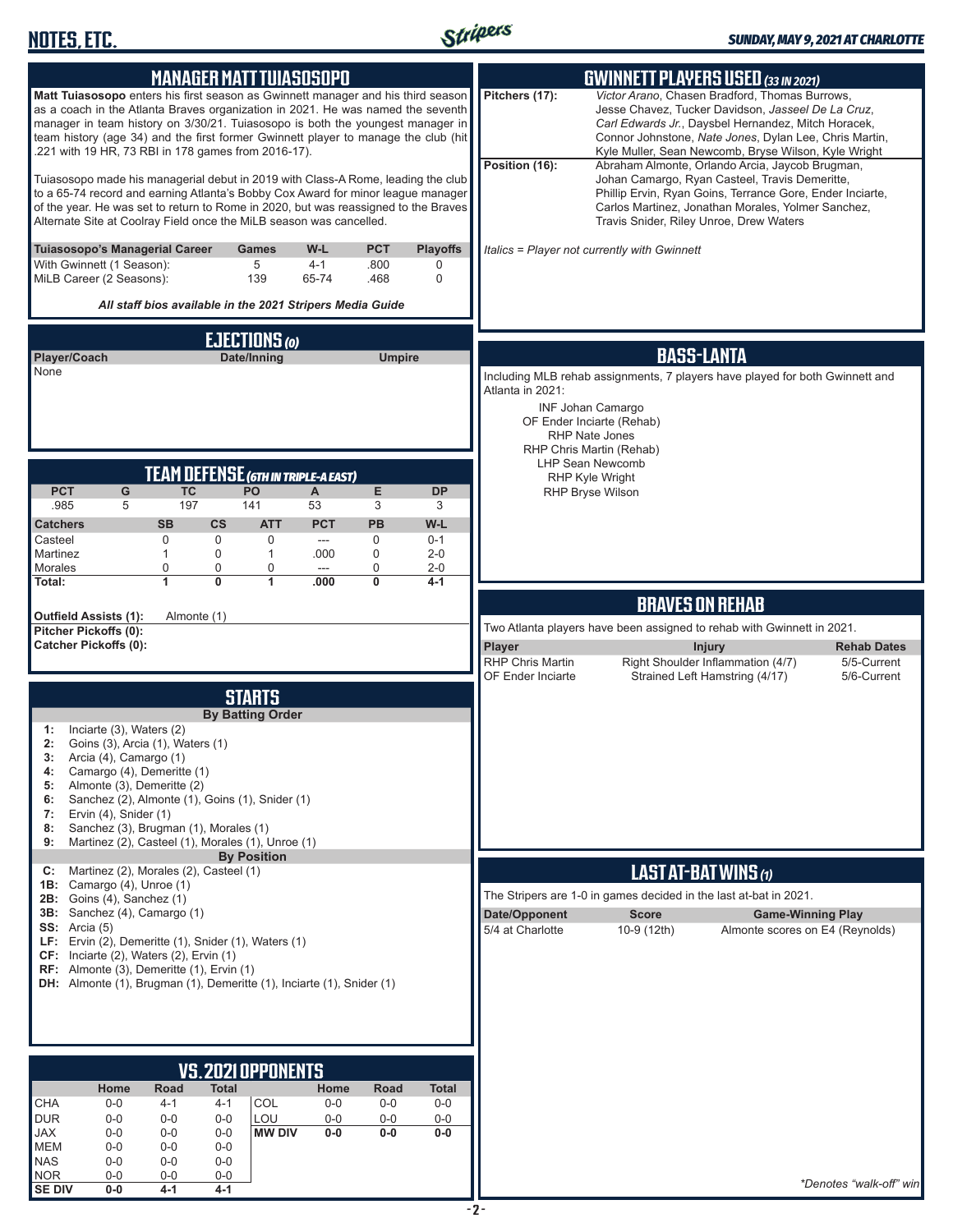# NOTES, ETC.

## MANAGER MATT TUIASOSOPO

**Matt Tuiasosopo** enters his first season as Gwinnett manager and his third season as a coach in the Atlanta Braves organization in 2021. He was named the seventh manager in team history on 3/30/21. Tuiasosopo is both the youngest manager in team history (age 34) and the first former Gwinnett player to manage the club (hit .221 with 19 HR, 73 RBI in 178 games from 2016-17).

Tuiasosopo made his managerial debut in 2019 with Class-A Rome, leading the club to a 65-74 record and earning Atlanta's Bobby Cox Award for minor league manager of the year. He was set to return to Rome in 2020, but was reassigned to the Braves Alternate Site at Coolray Field once the MiLB season was cancelled.

| Tuiasosopo's Managerial Career | Games | W-L | PCT | Playoffs |
|---|---|---|---|---|
| With Gwinnett (1 Season): | 5 | 4-1 | .800 | 0 |
| MiLB Career (2 Seasons): | 139 | 65-74 | .468 | 0 |

***All staff bios available in the 2021 Stripers Media Guide***

## EJECTIONS (0)

| Player/Coach | Date/Inning | Umpire |
|---|---|---|
| None | | |

## TEAM DEFENSE (6TH IN TRIPLE-A EAST)

| PCT | G | TC | PO | A | E | DP |
|---|---|---|---|---|---|---|
| .985 | 5 | 197 | 141 | 53 | 3 | 3 |

| Catchers | SB | CS | ATT | PCT | PB | W-L |
|---|---|---|---|---|---|---|
| Casteel | 0 | 0 | 0 | --- | 0 | 0-1 |
| Martinez | 1 | 0 | 1 | .000 | 0 | 2-0 |
| Morales | 0 | 0 | 0 | --- | 0 | 2-0 |
| **Total:** | **1** | **0** | **1** | **.000** | **0** | **4-1** |

**Outfield Assists (1):** Almonte (1)
**Pitcher Pickoffs (0):**
**Catcher Pickoffs (0):**

## STARTS

### By Batting Order

1: Inciarte (3), Waters (2)
2: Goins (3), Arcia (1), Waters (1)
3: Arcia (4), Camargo (1)
4: Camargo (4), Demeritte (1)
5: Almonte (3), Demeritte (2)
6: Sanchez (2), Almonte (1), Goins (1), Snider (1)
7: Ervin (4), Snider (1)
8: Sanchez (3), Brugman (1), Morales (1)
9: Martinez (2), Casteel (1), Morales (1), Unroe (1)

### By Position

C: Martinez (2), Morales (2), Casteel (1)
1B: Camargo (4), Unroe (1)
2B: Goins (4), Sanchez (1)
3B: Sanchez (4), Camargo (1)
SS: Arcia (5)
LF: Ervin (2), Demeritte (1), Snider (1), Waters (1)
CF: Inciarte (2), Waters (2), Ervin (1)
RF: Almonte (3), Demeritte (1), Ervin (1)
DH: Almonte (1), Brugman (1), Demeritte (1), Inciarte (1), Snider (1)

## VS. 2021 OPPONENTS

| | Home | Road | Total | | Home | Road | Total |
|---|---|---|---|---|---|---|---|
| CHA | 0-0 | 4-1 | 4-1 | COL | 0-0 | 0-0 | 0-0 |
| DUR | 0-0 | 0-0 | 0-0 | LOU | 0-0 | 0-0 | 0-0 |
| JAX | 0-0 | 0-0 | 0-0 | **MW DIV** | **0-0** | **0-0** | **0-0** |
| MEM | 0-0 | 0-0 | 0-0 | | | | |
| NAS | 0-0 | 0-0 | 0-0 | | | | |
| NOR | 0-0 | 0-0 | 0-0 | | | | |
| **SE DIV** | **0-0** | **4-1** | **4-1** | | | | |

## GWINNETT PLAYERS USED (33 IN 2021)

**Pitchers (17):** *Victor Arano*, Chasen Bradford, Thomas Burrows, Jesse Chavez, Tucker Davidson, *Jasseel De La Cruz*, *Carl Edwards Jr.*, Daysbel Hernandez, Mitch Horacek, Connor Johnstone, *Nate Jones*, Dylan Lee, Chris Martin, Kyle Muller, Sean Newcomb, Bryse Wilson, Kyle Wright

**Position (16):** Abraham Almonte, Orlando Arcia, Jaycob Brugman, Johan Camargo, Ryan Casteel, Travis Demeritte, Phillip Ervin, Ryan Goins, Terrance Gore, Ender Inciarte, Carlos Martinez, Jonathan Morales, Yolmer Sanchez, Travis Snider, Riley Unroe, Drew Waters

*Italics = Player not currently with Gwinnett*

## BASS-LANTA

Including MLB rehab assignments, 7 players have played for both Gwinnett and Atlanta in 2021:

- INF Johan Camargo
- OF Ender Inciarte (Rehab)
- RHP Nate Jones
- RHP Chris Martin (Rehab)
- LHP Sean Newcomb
- RHP Kyle Wright
- RHP Bryse Wilson

## BRAVES ON REHAB

Two Atlanta players have been assigned to rehab with Gwinnett in 2021.

| Player | Injury | Rehab Dates |
|---|---|---|
| RHP Chris Martin | Right Shoulder Inflammation (4/7) | 5/5-Current |
| OF Ender Inciarte | Strained Left Hamstring (4/17) | 5/6-Current |

## LAST AT-BAT WINS (1)

The Stripers are 1-0 in games decided in the last at-bat in 2021.

| Date/Opponent | Score | Game-Winning Play |
|---|---|---|
| 5/4 at Charlotte | 10-9 (12th) | Almonte scores on E4 (Reynolds) |

*\*Denotes "walk-off" win*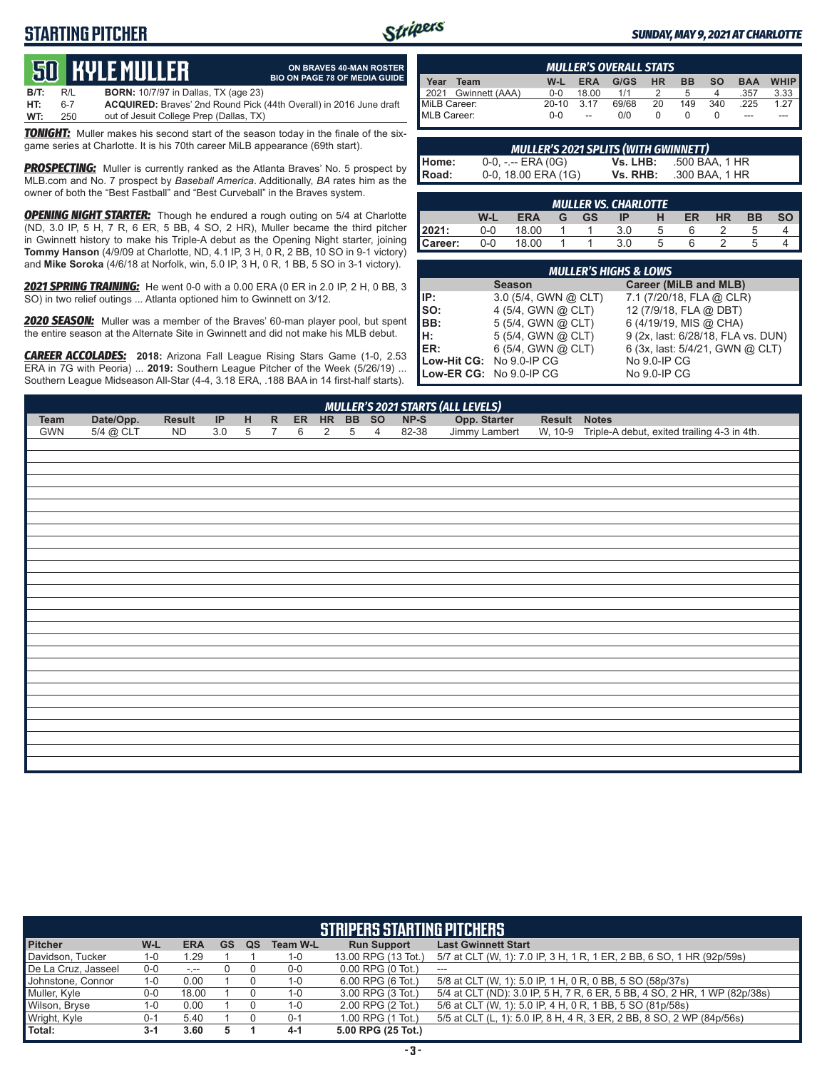## STARTING PITCHER

*SUNDAY, MAY 9, 2021 AT CHARLOTTE*

# 50 KYLE MULLER

**ON BRAVES 40-MAN ROSTER**
**BIO ON PAGE 78 OF MEDIA GUIDE**

**B/T:** R/L **BORN:** 10/7/97 in Dallas, TX (age 23)
**HT:** 6-7 **ACQUIRED:** Braves' 2nd Round Pick (44th Overall) in 2016 June draft
**WT:** 250 out of Jesuit College Prep (Dallas, TX)

***TONIGHT:*** Muller makes his second start of the season today in the finale of the six-game series at Charlotte. It is his 70th career MiLB appearance (69th start).

***PROSPECTING:*** Muller is currently ranked as the Atlanta Braves' No. 5 prospect by MLB.com and No. 7 prospect by *Baseball America*. Additionally, *BA* rates him as the owner of both the "Best Fastball" and "Best Curveball" in the Braves system.

***OPENING NIGHT STARTER:*** Though he endured a rough outing on 5/4 at Charlotte (ND, 3.0 IP, 5 H, 7 R, 6 ER, 5 BB, 4 SO, 2 HR), Muller became the third pitcher in Gwinnett history to make his Triple-A debut as the Opening Night starter, joining **Tommy Hanson** (4/9/09 at Charlotte, ND, 4.1 IP, 3 H, 0 R, 2 BB, 10 SO in 9-1 victory) and **Mike Soroka** (4/6/18 at Norfolk, win, 5.0 IP, 3 H, 0 R, 1 BB, 5 SO in 3-1 victory).

***2021 SPRING TRAINING:*** He went 0-0 with a 0.00 ERA (0 ER in 2.0 IP, 2 H, 0 BB, 3 SO) in two relief outings ... Atlanta optioned him to Gwinnett on 3/12.

***2020 SEASON:*** Muller was a member of the Braves' 60-man player pool, but spent the entire season at the Alternate Site in Gwinnett and did not make his MLB debut.

***CAREER ACCOLADES:*** **2018:** Arizona Fall League Rising Stars Game (1-0, 2.53 ERA in 7G with Peoria) ... **2019:** Southern League Pitcher of the Week (5/26/19) ... Southern League Midseason All-Star (4-4, 3.18 ERA, .188 BAA in 14 first-half starts).

### MULLER'S OVERALL STATS

| Year | Team | W-L | ERA | G/GS | HR | BB | SO | BAA | WHIP |
|---|---|---|---|---|---|---|---|---|---|
| 2021 | Gwinnett (AAA) | 0-0 | 18.00 | 1/1 | 2 | 5 | 4 | .357 | 3.33 |
| MiLB Career: | | 20-10 | 3.17 | 69/68 | 20 | 149 | 340 | .225 | 1.27 |
| MLB Career: | | 0-0 | -- | 0/0 | 0 | 0 | 0 | --- | --- |

### MULLER'S 2021 SPLITS (WITH GWINNETT)

| | | | |
|---|---|---|---|
| Home: | 0-0, -.-- ERA (0G) | Vs. LHB: | .500 BAA, 1 HR |
| Road: | 0-0, 18.00 ERA (1G) | Vs. RHB: | .300 BAA, 1 HR |

### MULLER VS. CHARLOTTE

| | W-L | ERA | G | GS | IP | H | ER | HR | BB | SO |
|---|---|---|---|---|---|---|---|---|---|---|
| 2021: | 0-0 | 18.00 | 1 | 1 | 3.0 | 5 | 6 | 2 | 5 | 4 |
| Career: | 0-0 | 18.00 | 1 | 1 | 3.0 | 5 | 6 | 2 | 5 | 4 |

### MULLER'S HIGHS & LOWS

| | Season | Career (MiLB and MLB) |
|---|---|---|
| IP: | 3.0 (5/4, GWN @ CLT) | 7.1 (7/20/18, FLA @ CLR) |
| SO: | 4 (5/4, GWN @ CLT) | 12 (7/9/18, FLA @ DBT) |
| BB: | 5 (5/4, GWN @ CLT) | 6 (4/19/19, MIS @ CHA) |
| H: | 5 (5/4, GWN @ CLT) | 9 (2x, last: 6/28/18, FLA vs. DUN) |
| ER: | 6 (5/4, GWN @ CLT) | 6 (3x, last: 5/4/21, GWN @ CLT) |
| Low-Hit CG: | No 9.0-IP CG | No 9.0-IP CG |
| Low-ER CG: | No 9.0-IP CG | No 9.0-IP CG |

### MULLER'S 2021 STARTS (ALL LEVELS)

| Team | Date/Opp. | Result | IP | H | R | ER | HR | BB | SO | NP-S | Opp. Starter | Result | Notes |
|---|---|---|---|---|---|---|---|---|---|---|---|---|---|
| GWN | 5/4 @ CLT | ND | 3.0 | 5 | 7 | 6 | 2 | 5 | 4 | 82-38 | Jimmy Lambert | W, 10-9 | Triple-A debut, exited trailing 4-3 in 4th. |

### STRIPERS STARTING PITCHERS

| Pitcher | W-L | ERA | GS | QS | Team W-L | Run Support | Last Gwinnett Start |
|---|---|---|---|---|---|---|---|
| Davidson, Tucker | 1-0 | 1.29 | 1 | 1 | 1-0 | 13.00 RPG (13 Tot.) | 5/7 at CLT (W, 1): 7.0 IP, 3 H, 1 R, 1 ER, 2 BB, 6 SO, 1 HR (92p/59s) |
| De La Cruz, Jasseel | 0-0 | -.-- | 0 | 0 | 0-0 | 0.00 RPG (0 Tot.) | --- |
| Johnstone, Connor | 1-0 | 0.00 | 1 | 0 | 1-0 | 6.00 RPG (6 Tot.) | 5/8 at CLT (W, 1): 5.0 IP, 1 H, 0 R, 0 BB, 5 SO (58p/37s) |
| Muller, Kyle | 0-0 | 18.00 | 1 | 0 | 1-0 | 3.00 RPG (3 Tot.) | 5/4 at CLT (ND): 3.0 IP, 5 H, 7 R, 6 ER, 5 BB, 4 SO, 2 HR, 1 WP (82p/38s) |
| Wilson, Bryse | 1-0 | 0.00 | 1 | 0 | 1-0 | 2.00 RPG (2 Tot.) | 5/6 at CLT (W, 1): 5.0 IP, 4 H, 0 R, 1 BB, 5 SO (81p/58s) |
| Wright, Kyle | 0-1 | 5.40 | 1 | 0 | 0-1 | 1.00 RPG (1 Tot.) | 5/5 at CLT (L, 1): 5.0 IP, 8 H, 4 R, 3 ER, 2 BB, 8 SO, 2 WP (84p/56s) |
| Total: | 3-1 | 3.60 | 5 | 1 | 4-1 | 5.00 RPG (25 Tot.) | |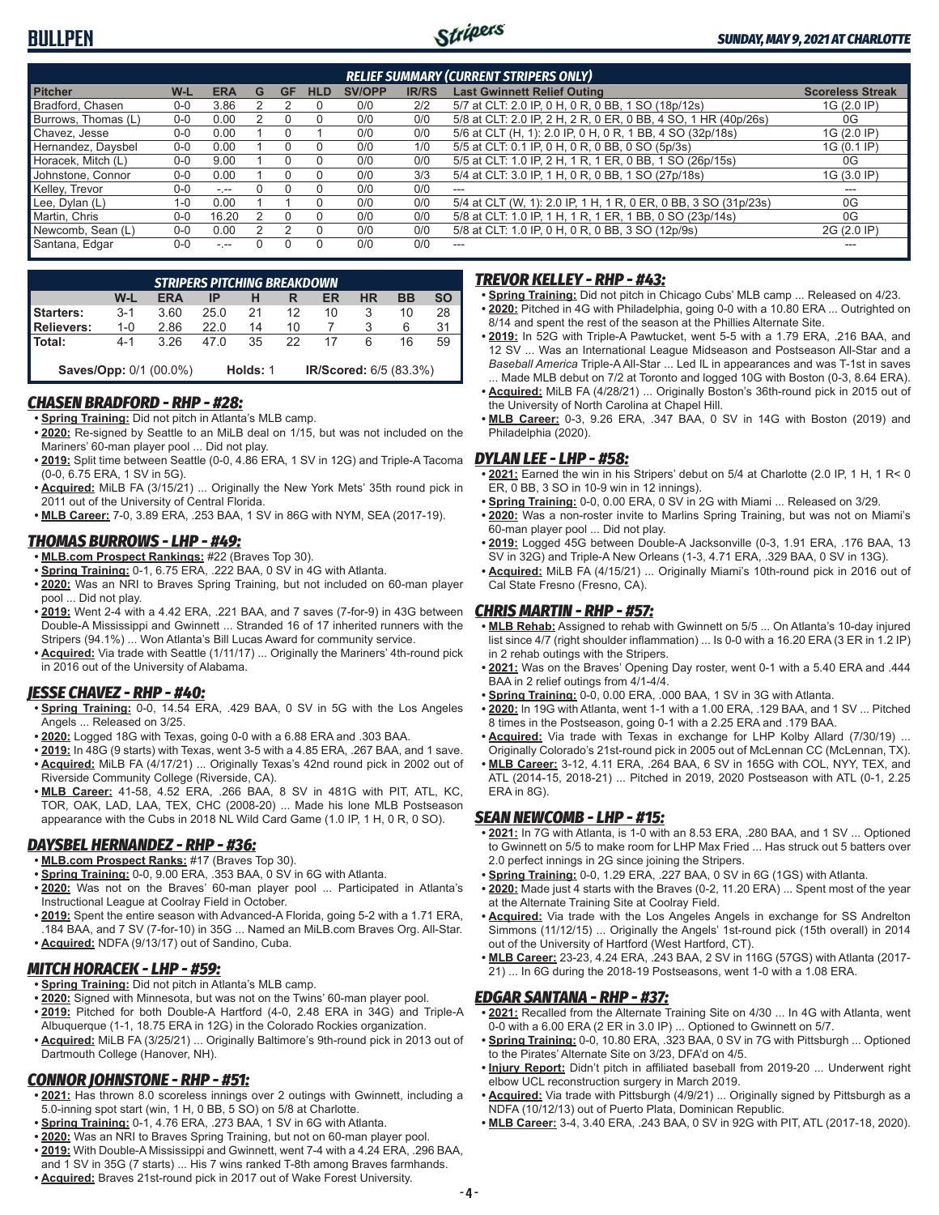# BULLPEN

### SUNDAY, MAY 9, 2021 AT CHARLOTTE

**RELIEF SUMMARY (CURRENT STRIPERS ONLY)**

| Pitcher | W-L | ERA | G | GF | HLD | SV/OPP | IR/RS | Last Gwinnett Relief Outing | Scoreless Streak |
|---|---|---|---|---|---|---|---|---|---|
| Bradford, Chasen | 0-0 | 3.86 | 2 | 2 | 0 | 0/0 | 2/2 | 5/7 at CLT: 2.0 IP, 0 H, 0 R, 0 BB, 1 SO (18p/12s) | 1G (2.0 IP) |
| Burrows, Thomas (L) | 0-0 | 0.00 | 2 | 0 | 0 | 0/0 | 0/0 | 5/8 at CLT: 2.0 IP, 2 H, 2 R, 0 ER, 0 BB, 4 SO, 1 HR (40p/26s) | 0G |
| Chavez, Jesse | 0-0 | 0.00 | 1 | 0 | 1 | 0/0 | 0/0 | 5/6 at CLT (H, 1): 2.0 IP, 0 H, 0 R, 1 BB, 4 SO (32p/18s) | 1G (2.0 IP) |
| Hernandez, Daysbel | 0-0 | 0.00 | 1 | 0 | 0 | 0/0 | 1/0 | 5/5 at CLT: 0.1 IP, 0 H, 0 R, 0 BB, 0 SO (5p/3s) | 1G (0.1 IP) |
| Horacek, Mitch (L) | 0-0 | 9.00 | 1 | 0 | 0 | 0/0 | 0/0 | 5/5 at CLT: 1.0 IP, 2 H, 1 R, 1 ER, 0 BB, 1 SO (26p/15s) | 0G |
| Johnstone, Connor | 0-0 | 0.00 | 1 | 0 | 0 | 0/0 | 3/3 | 5/4 at CLT: 3.0 IP, 1 H, 0 R, 0 BB, 1 SO (27p/18s) | 1G (3.0 IP) |
| Kelley, Trevor | 0-0 | -.-- | 0 | 0 | 0 | 0/0 | 0/0 | --- | --- |
| Lee, Dylan (L) | 1-0 | 0.00 | 1 | 1 | 0 | 0/0 | 0/0 | 5/4 at CLT (W, 1): 2.0 IP, 1 H, 1 R, 0 ER, 0 BB, 3 SO (31p/23s) | 0G |
| Martin, Chris | 0-0 | 16.20 | 2 | 0 | 0 | 0/0 | 0/0 | 5/8 at CLT: 1.0 IP, 1 H, 1 R, 1 ER, 1 BB, 0 SO (23p/14s) | 0G |
| Newcomb, Sean (L) | 0-0 | 0.00 | 2 | 2 | 0 | 0/0 | 0/0 | 5/8 at CLT: 1.0 IP, 0 H, 0 R, 0 BB, 3 SO (12p/9s) | 2G (2.0 IP) |
| Santana, Edgar | 0-0 | -.-- | 0 | 0 | 0 | 0/0 | 0/0 | --- | --- |

**STRIPERS PITCHING BREAKDOWN**

| | W-L | ERA | IP | H | R | ER | HR | BB | SO |
|---|---|---|---|---|---|---|---|---|---|
| **Starters:** | 3-1 | 3.60 | 25.0 | 21 | 12 | 10 | 3 | 10 | 28 |
| **Relievers:** | 1-0 | 2.86 | 22.0 | 14 | 10 | 7 | 3 | 6 | 31 |
| **Total:** | 4-1 | 3.26 | 47.0 | 35 | 22 | 17 | 6 | 16 | 59 |

**Saves/Opp:** 0/1 (00.0%) **Holds:** 1 **IR/Scored:** 6/5 (83.3%)

## CHASEN BRADFORD - RHP - #28:

- **Spring Training:** Did not pitch in Atlanta's MLB camp.
- **2020:** Re-signed by Seattle to an MiLB deal on 1/15, but was not included on the Mariners' 60-man player pool ... Did not play.
- **2019:** Split time between Seattle (0-0, 4.86 ERA, 1 SV in 12G) and Triple-A Tacoma (0-0, 6.75 ERA, 1 SV in 5G).
- **Acquired:** MiLB FA (3/15/21) ... Originally the New York Mets' 35th round pick in 2011 out of the University of Central Florida.
- **MLB Career:** 7-0, 3.89 ERA, .253 BAA, 1 SV in 86G with NYM, SEA (2017-19).

## THOMAS BURROWS - LHP - #49:

- **MLB.com Prospect Rankings:** #22 (Braves Top 30).
- **Spring Training:** 0-1, 6.75 ERA, .222 BAA, 0 SV in 4G with Atlanta.
- **2020:** Was an NRI to Braves Spring Training, but not included on 60-man player pool ... Did not play.
- **2019:** Went 2-4 with a 4.42 ERA, .221 BAA, and 7 saves (7-for-9) in 43G between Double-A Mississippi and Gwinnett ... Stranded 16 of 17 inherited runners with the Stripers (94.1%) ... Won Atlanta's Bill Lucas Award for community service.
- **Acquired:** Via trade with Seattle (1/11/17) ... Originally the Mariners' 4th-round pick in 2016 out of the University of Alabama.

## JESSE CHAVEZ - RHP - #40:

- **Spring Training:** 0-0, 14.54 ERA, .429 BAA, 0 SV in 5G with the Los Angeles Angels ... Released on 3/25.
- **2020:** Logged 18G with Texas, going 0-0 with a 6.88 ERA and .303 BAA.
- **2019:** In 48G (9 starts) with Texas, went 3-5 with a 4.85 ERA, .267 BAA, and 1 save.
- **Acquired:** MiLB FA (4/17/21) ... Originally Texas's 42nd round pick in 2002 out of Riverside Community College (Riverside, CA).
- **MLB Career:** 41-58, 4.52 ERA, .266 BAA, 8 SV in 481G with PIT, ATL, KC, TOR, OAK, LAD, LAA, TEX, CHC (2008-20) ... Made his lone MLB Postseason appearance with the Cubs in 2018 NL Wild Card Game (1.0 IP, 1 H, 0 R, 0 SO).

## DAYSBEL HERNANDEZ - RHP - #36:

- **MLB.com Prospect Ranks:** #17 (Braves Top 30).
- **Spring Training:** 0-0, 9.00 ERA, .353 BAA, 0 SV in 6G with Atlanta.
- **2020:** Was not on the Braves' 60-man player pool ... Participated in Atlanta's Instructional League at Coolray Field in October.
- **2019:** Spent the entire season with Advanced-A Florida, going 5-2 with a 1.71 ERA, .184 BAA, and 7 SV (7-for-10) in 35G ... Named an MiLB.com Braves Org. All-Star.
- **Acquired:** NDFA (9/13/17) out of Sandino, Cuba.

## MITCH HORACEK - LHP - #59:

- **Spring Training:** Did not pitch in Atlanta's MLB camp.
- **2020:** Signed with Minnesota, but was not on the Twins' 60-man player pool.
- **2019:** Pitched for both Double-A Hartford (4-0, 2.48 ERA in 34G) and Triple-A Albuquerque (1-1, 18.75 ERA in 12G) in the Colorado Rockies organization.
- **Acquired:** MiLB FA (3/25/21) ... Originally Baltimore's 9th-round pick in 2013 out of Dartmouth College (Hanover, NH).

## CONNOR JOHNSTONE - RHP - #51:

- **2021:** Has thrown 8.0 scoreless innings over 2 outings with Gwinnett, including a 5.0-inning spot start (win, 1 H, 0 BB, 5 SO) on 5/8 at Charlotte.
- **Spring Training:** 0-1, 4.76 ERA, .273 BAA, 1 SV in 6G with Atlanta.
- **2020:** Was an NRI to Braves Spring Training, but not on 60-man player pool.
- **2019:** With Double-A Mississippi and Gwinnett, went 7-4 with a 4.24 ERA, .296 BAA, and 1 SV in 35G (7 starts) ... His 7 wins ranked T-8th among Braves farmhands.
- **Acquired:** Braves 21st-round pick in 2017 out of Wake Forest University.

## TREVOR KELLEY - RHP - #43:

- **Spring Training:** Did not pitch in Chicago Cubs' MLB camp ... Released on 4/23.
- **2020:** Pitched in 4G with Philadelphia, going 0-0 with a 10.80 ERA ... Outrighted on 8/14 and spent the rest of the season at the Phillies Alternate Site.
- **2019:** In 52G with Triple-A Pawtucket, went 5-5 with a 1.79 ERA, .216 BAA, and 12 SV ... Was an International League Midseason and Postseason All-Star and a *Baseball America* Triple-A All-Star ... Led IL in appearances and was T-1st in saves ... Made MLB debut on 7/2 at Toronto and logged 10G with Boston (0-3, 8.64 ERA).
- **Acquired:** MiLB FA (4/28/21) ... Originally Boston's 36th-round pick in 2015 out of the University of North Carolina at Chapel Hill.
- **MLB Career:** 0-3, 9.26 ERA, .347 BAA, 0 SV in 14G with Boston (2019) and Philadelphia (2020).

## DYLAN LEE - LHP - #58:

- **2021:** Earned the win in his Stripers' debut on 5/4 at Charlotte (2.0 IP, 1 H, 1 R< 0 ER, 0 BB, 3 SO in 10-9 win in 12 innings).
- **Spring Training:** 0-0, 0.00 ERA, 0 SV in 2G with Miami ... Released on 3/29.
- **2020:** Was a non-roster invite to Marlins Spring Training, but was not on Miami's 60-man player pool ... Did not play.
- **2019:** Logged 45G between Double-A Jacksonville (0-3, 1.91 ERA, .176 BAA, 13 SV in 32G) and Triple-A New Orleans (1-3, 4.71 ERA, .329 BAA, 0 SV in 13G).
- **Acquired:** MiLB FA (4/15/21) ... Originally Miami's 10th-round pick in 2016 out of Cal State Fresno (Fresno, CA).

## CHRIS MARTIN - RHP - #57:

- **MLB Rehab:** Assigned to rehab with Gwinnett on 5/5 ... On Atlanta's 10-day injured list since 4/7 (right shoulder inflammation) ... Is 0-0 with a 16.20 ERA (3 ER in 1.2 IP) in 2 rehab outings with the Stripers.
- **2021:** Was on the Braves' Opening Day roster, went 0-1 with a 5.40 ERA and .444 BAA in 2 relief outings from 4/1-4/4.
- **Spring Training:** 0-0, 0.00 ERA, .000 BAA, 1 SV in 3G with Atlanta.
- **2020:** In 19G with Atlanta, went 1-1 with a 1.00 ERA, .129 BAA, and 1 SV ... Pitched 8 times in the Postseason, going 0-1 with a 2.25 ERA and .179 BAA.
- **Acquired:** Via trade with Texas in exchange for LHP Kolby Allard (7/30/19) ... Originally Colorado's 21st-round pick in 2005 out of McLennan CC (McLennan, TX).
- **MLB Career:** 3-12, 4.11 ERA, .264 BAA, 6 SV in 165G with COL, NYY, TEX, and ATL (2014-15, 2018-21) ... Pitched in 2019, 2020 Postseason with ATL (0-1, 2.25 ERA in 8G).

## SEAN NEWCOMB - LHP - #15:

- **2021:** In 7G with Atlanta, is 1-0 with an 8.53 ERA, .280 BAA, and 1 SV ... Optioned to Gwinnett on 5/5 to make room for LHP Max Fried ... Has struck out 5 batters over 2.0 perfect innings in 2G since joining the Stripers.
- **Spring Training:** 0-0, 1.29 ERA, .227 BAA, 0 SV in 6G (1GS) with Atlanta.
- **2020:** Made just 4 starts with the Braves (0-2, 11.20 ERA) ... Spent most of the year at the Alternate Training Site at Coolray Field.
- **Acquired:** Via trade with the Los Angeles Angels in exchange for SS Andrelton Simmons (11/12/15) ... Originally the Angels' 1st-round pick (15th overall) in 2014 out of the University of Hartford (West Hartford, CT).
- **MLB Career:** 23-23, 4.24 ERA, .243 BAA, 2 SV in 116G (57GS) with Atlanta (2017-21) ... In 6G during the 2018-19 Postseasons, went 1-0 with a 1.08 ERA.

## EDGAR SANTANA - RHP - #37:

- **2021:** Recalled from the Alternate Training Site on 4/30 ... In 4G with Atlanta, went 0-0 with a 6.00 ERA (2 ER in 3.0 IP) ... Optioned to Gwinnett on 5/7.
- **Spring Training:** 0-0, 10.80 ERA, .323 BAA, 0 SV in 7G with Pittsburgh ... Optioned to the Pirates' Alternate Site on 3/23, DFA'd on 4/5.
- **Injury Report:** Didn't pitch in affiliated baseball from 2019-20 ... Underwent right elbow UCL reconstruction surgery in March 2019.
- **Acquired:** Via trade with Pittsburgh (4/9/21) ... Originally signed by Pittsburgh as a NDFA (10/12/13) out of Puerto Plata, Dominican Republic.
- **MLB Career:** 3-4, 3.40 ERA, .243 BAA, 0 SV in 92G with PIT, ATL (2017-18, 2020).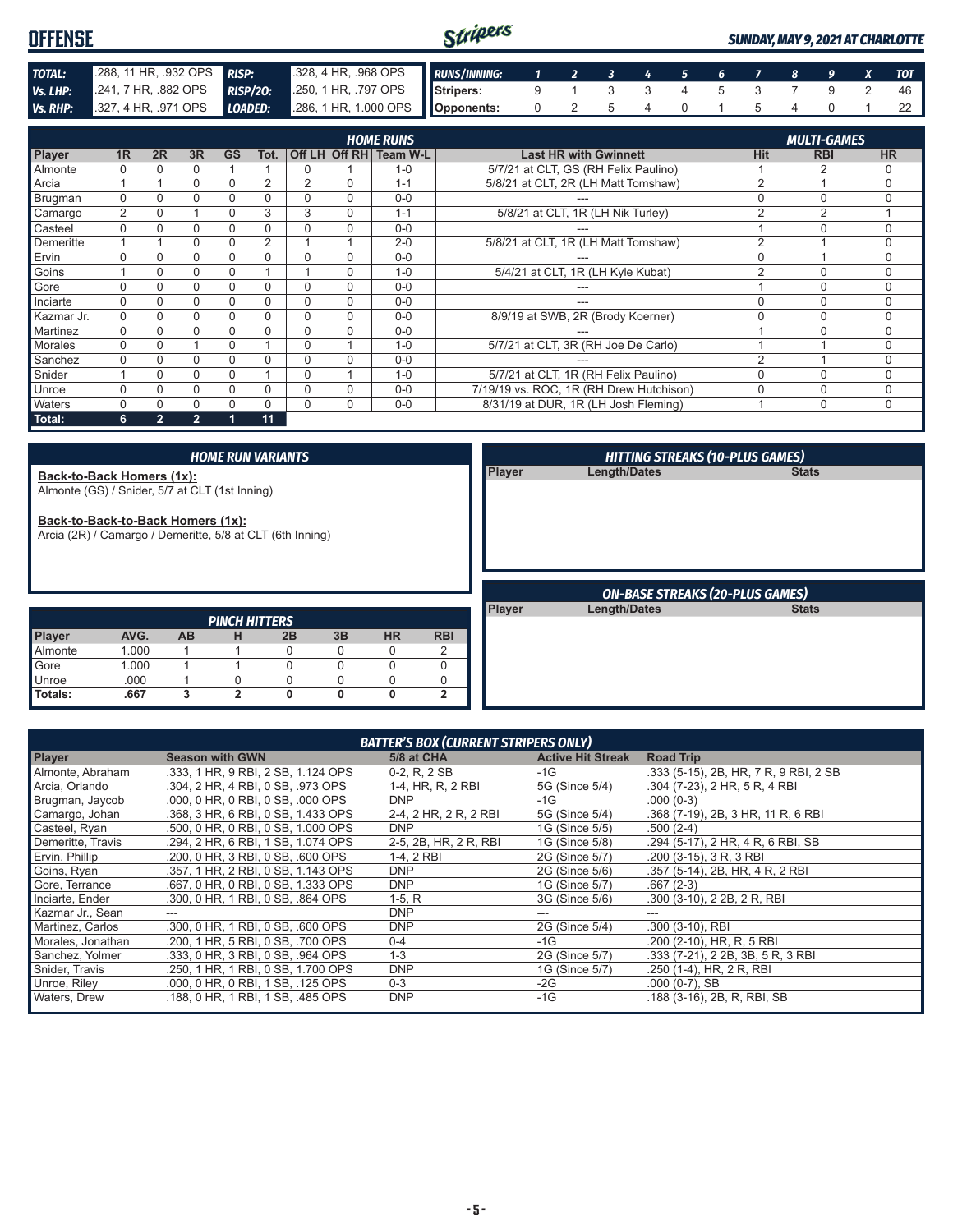# OFFENSE

**SUNDAY, MAY 9, 2021 AT CHARLOTTE**

| | | | |
|---|---|---|---|
| **TOTAL:** | .288, 11 HR, .932 OPS | **RISP:** | .328, 4 HR, .968 OPS |
| **Vs. LHP:** | .241, 7 HR, .882 OPS | **RISP/2O:** | .250, 1 HR, .797 OPS |
| **Vs. RHP:** | .327, 4 HR, .971 OPS | **LOADED:** | .286, 1 HR, 1.000 OPS |

| RUNS/INNING: | 1 | 2 | 3 | 4 | 5 | 6 | 7 | 8 | 9 | X | TOT |
|---|---|---|---|---|---|---|---|---|---|---|---|
| Stripers: | 9 | 1 | 3 | 3 | 4 | 5 | 3 | 7 | 9 | 2 | 46 |
| Opponents: | 0 | 2 | 5 | 4 | 0 | 1 | 5 | 4 | 0 | 1 | 22 |

## HOME RUNS / MULTI-GAMES

| Player | 1R | 2R | 3R | GS | Tot. | Off LH | Off RH | Team W-L | Last HR with Gwinnett | Hit | RBI | HR |
|---|---|---|---|---|---|---|---|---|---|---|---|---|
| Almonte | 0 | 0 | 0 | 1 | 1 | 0 | 1 | 1-0 | 5/7/21 at CLT, GS (RH Felix Paulino) | 1 | 2 | 0 |
| Arcia | 1 | 1 | 0 | 0 | 2 | 2 | 0 | 1-1 | 5/8/21 at CLT, 2R (LH Matt Tomshaw) | 2 | 1 | 0 |
| Brugman | 0 | 0 | 0 | 0 | 0 | 0 | 0 | 0-0 | --- | 0 | 0 | 0 |
| Camargo | 2 | 0 | 1 | 0 | 3 | 3 | 0 | 1-1 | 5/8/21 at CLT, 1R (LH Nik Turley) | 2 | 2 | 1 |
| Casteel | 0 | 0 | 0 | 0 | 0 | 0 | 0 | 0-0 | --- | 1 | 0 | 0 |
| Demeritte | 1 | 1 | 0 | 0 | 2 | 1 | 1 | 2-0 | 5/8/21 at CLT, 1R (LH Matt Tomshaw) | 2 | 1 | 0 |
| Ervin | 0 | 0 | 0 | 0 | 0 | 0 | 0 | 0-0 | --- | 0 | 1 | 0 |
| Goins | 1 | 0 | 0 | 0 | 1 | 1 | 0 | 1-0 | 5/4/21 at CLT, 1R (LH Kyle Kubat) | 2 | 0 | 0 |
| Gore | 0 | 0 | 0 | 0 | 0 | 0 | 0 | 0-0 | --- | 1 | 0 | 0 |
| Inciarte | 0 | 0 | 0 | 0 | 0 | 0 | 0 | 0-0 | --- | 0 | 0 | 0 |
| Kazmar Jr. | 0 | 0 | 0 | 0 | 0 | 0 | 0 | 0-0 | 8/9/19 at SWB, 2R (Brody Koerner) | 0 | 0 | 0 |
| Martinez | 0 | 0 | 0 | 0 | 0 | 0 | 0 | 0-0 | --- | 1 | 0 | 0 |
| Morales | 0 | 0 | 1 | 0 | 1 | 0 | 1 | 1-0 | 5/7/21 at CLT, 3R (RH Joe De Carlo) | 1 | 1 | 0 |
| Sanchez | 0 | 0 | 0 | 0 | 0 | 0 | 0 | 0-0 | --- | 2 | 1 | 0 |
| Snider | 1 | 0 | 0 | 0 | 1 | 0 | 1 | 1-0 | 5/7/21 at CLT, 1R (RH Felix Paulino) | 0 | 0 | 0 |
| Unroe | 0 | 0 | 0 | 0 | 0 | 0 | 0 | 0-0 | 7/19/19 vs. ROC, 1R (RH Drew Hutchison) | 0 | 0 | 0 |
| Waters | 0 | 0 | 0 | 0 | 0 | 0 | 0 | 0-0 | 8/31/19 at DUR, 1R (LH Josh Fleming) | 1 | 0 | 0 |
| **Total:** | **6** | **2** | **2** | **1** | **11** | | | | | | | |

## HOME RUN VARIANTS

**Back-to-Back Homers (1x):**
Almonte (GS) / Snider, 5/7 at CLT (1st Inning)

**Back-to-Back-to-Back Homers (1x):**
Arcia (2R) / Camargo / Demeritte, 5/8 at CLT (6th Inning)

## HITTING STREAKS (10-PLUS GAMES)

| Player | Length/Dates | Stats |
|---|---|---|

## PINCH HITTERS

| Player | AVG. | AB | H | 2B | 3B | HR | RBI |
|---|---|---|---|---|---|---|---|
| Almonte | 1.000 | 1 | 1 | 0 | 0 | 0 | 2 |
| Gore | 1.000 | 1 | 1 | 0 | 0 | 0 | 0 |
| Unroe | .000 | 1 | 0 | 0 | 0 | 0 | 0 |
| **Totals:** | **.667** | **3** | **2** | **0** | **0** | **0** | **2** |

## ON-BASE STREAKS (20-PLUS GAMES)

| Player | Length/Dates | Stats |
|---|---|---|

## BATTER'S BOX (CURRENT STRIPERS ONLY)

| Player | Season with GWN | 5/8 at CHA | Active Hit Streak | Road Trip |
|---|---|---|---|---|
| Almonte, Abraham | .333, 1 HR, 9 RBI, 2 SB, 1.124 OPS | 0-2, R, 2 SB | -1G | .333 (5-15), 2B, HR, 7 R, 9 RBI, 2 SB |
| Arcia, Orlando | .304, 2 HR, 4 RBI, 0 SB, .973 OPS | 1-4, HR, R, 2 RBI | 5G (Since 5/4) | .304 (7-23), 2 HR, 5 R, 4 RBI |
| Brugman, Jaycob | .000, 0 HR, 0 RBI, 0 SB, .000 OPS | DNP | -1G | .000 (0-3) |
| Camargo, Johan | .368, 3 HR, 6 RBI, 0 SB, 1.433 OPS | 2-4, 2 HR, 2 R, 2 RBI | 5G (Since 5/4) | .368 (7-19), 2B, 3 HR, 11 R, 6 RBI |
| Casteel, Ryan | .500, 0 HR, 0 RBI, 0 SB, 1.000 OPS | DNP | 1G (Since 5/5) | .500 (2-4) |
| Demeritte, Travis | .294, 2 HR, 6 RBI, 1 SB, 1.074 OPS | 2-5, 2B, HR, 2 R, RBI | 1G (Since 5/8) | .294 (5-17), 2 HR, 4 R, 6 RBI, SB |
| Ervin, Phillip | .200, 0 HR, 3 RBI, 0 SB, .600 OPS | 1-4, 2 RBI | 2G (Since 5/7) | .200 (3-15), 3 R, 3 RBI |
| Goins, Ryan | .357, 1 HR, 2 RBI, 0 SB, 1.143 OPS | DNP | 2G (Since 5/6) | .357 (5-14), 2B, HR, 4 R, 2 RBI |
| Gore, Terrance | .667, 0 HR, 0 RBI, 0 SB, 1.333 OPS | DNP | 1G (Since 5/7) | .667 (2-3) |
| Inciarte, Ender | .300, 0 HR, 1 RBI, 0 SB, .864 OPS | 1-5, R | 3G (Since 5/6) | .300 (3-10), 2 2B, 2 R, RBI |
| Kazmar Jr., Sean | --- | DNP | --- | --- |
| Martinez, Carlos | .300, 0 HR, 1 RBI, 0 SB, .600 OPS | DNP | 2G (Since 5/4) | .300 (3-10), RBI |
| Morales, Jonathan | .200, 1 HR, 5 RBI, 0 SB, .700 OPS | 0-4 | -1G | .200 (2-10), HR, R, 5 RBI |
| Sanchez, Yolmer | .333, 0 HR, 3 RBI, 0 SB, .964 OPS | 1-3 | 2G (Since 5/7) | .333 (7-21), 2 2B, 3B, 5 R, 3 RBI |
| Snider, Travis | .250, 1 HR, 1 RBI, 0 SB, 1.700 OPS | DNP | 1G (Since 5/7) | .250 (1-4), HR, 2 R, RBI |
| Unroe, Riley | .000, 0 HR, 0 RBI, 1 SB, .125 OPS | 0-3 | -2G | .000 (0-7), SB |
| Waters, Drew | .188, 0 HR, 1 RBI, 1 SB, .485 OPS | DNP | -1G | .188 (3-16), 2B, R, RBI, SB |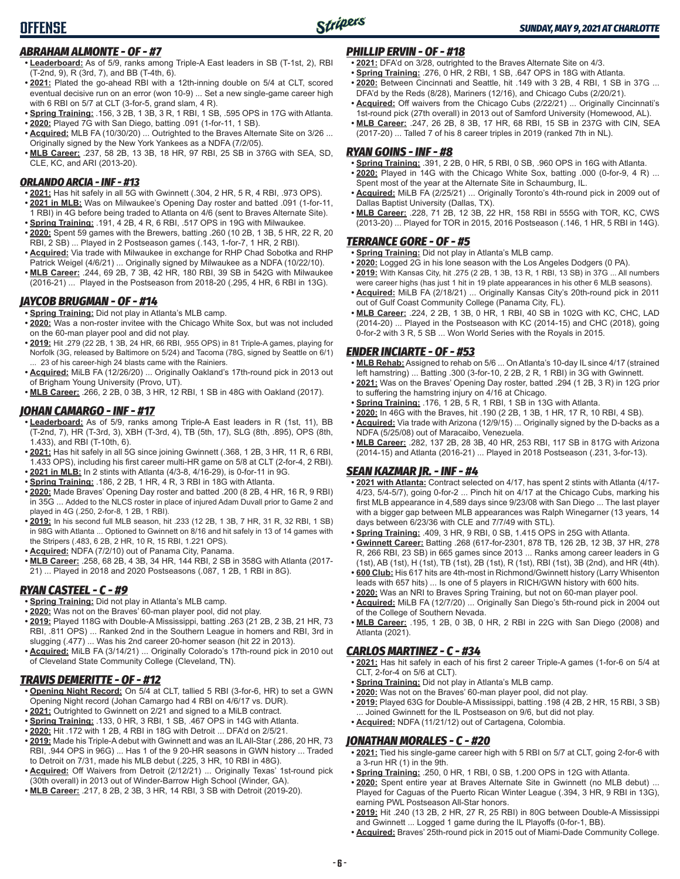# OFFENSE

## ABRAHAM ALMONTE - OF - #7

- **Leaderboard:** As of 5/9, ranks among Triple-A East leaders in SB (T-1st, 2), RBI (T-2nd, 9), R (3rd, 7), and BB (T-4th, 6).
- **2021:** Plated the go-ahead RBI with a 12th-inning double on 5/4 at CLT, scored eventual decisive run on an error (won 10-9) ... Set a new single-game career high with 6 RBI on 5/7 at CLT (3-for-5, grand slam, 4 R).
- **Spring Training:** .156, 3 2B, 1 3B, 3 R, 1 RBI, 1 SB, .595 OPS in 17G with Atlanta.
- **2020:** Played 7G with San Diego, batting .091 (1-for-11, 1 SB).
- **Acquired:** MLB FA (10/30/20) ... Outrighted to the Braves Alternate Site on 3/26 ... Originally signed by the New York Yankees as a NDFA (7/2/05).
- **MLB Career:** .237, 58 2B, 13 3B, 18 HR, 97 RBI, 25 SB in 376G with SEA, SD, CLE, KC, and ARI (2013-20).

## ORLANDO ARCIA - INF - #13

- **2021:** Has hit safely in all 5G with Gwinnett (.304, 2 HR, 5 R, 4 RBI, .973 OPS).
- **2021 in MLB:** Was on Milwaukee's Opening Day roster and batted .091 (1-for-11, 1 RBI) in 4G before being traded to Atlanta on 4/6 (sent to Braves Alternate Site).
- **Spring Training:** .191, 4 2B, 4 R, 6 RBI, .517 OPS in 19G with Milwaukee.
- **2020:** Spent 59 games with the Brewers, batting .260 (10 2B, 1 3B, 5 HR, 22 R, 20 RBI, 2 SB) ... Played in 2 Postseason games (.143, 1-for-7, 1 HR, 2 RBI).
- **Acquired:** Via trade with Milwaukee in exchange for RHP Chad Sobotka and RHP Patrick Weigel (4/6/21) ... Originally signed by Milwaukee as a NDFA (10/22/10).
- **MLB Career:** .244, 69 2B, 7 3B, 42 HR, 180 RBI, 39 SB in 542G with Milwaukee (2016-21) ... Played in the Postseason from 2018-20 (.295, 4 HR, 6 RBI in 13G).

## JAYCOB BRUGMAN - OF - #14

- **Spring Training:** Did not play in Atlanta's MLB camp.
- **2020:** Was a non-roster invitee with the Chicago White Sox, but was not included on the 60-man player pool and did not play.
- **2019:** Hit .279 (22 2B, 1 3B, 24 HR, 66 RBI, .955 OPS) in 81 Triple-A games, playing for Norfolk (3G, released by Baltimore on 5/24) and Tacoma (78G, signed by Seattle on 6/1) ... 23 of his career-high 24 blasts came with the Rainiers.
- **Acquired:** MiLB FA (12/26/20) ... Originally Oakland's 17th-round pick in 2013 out of Brigham Young University (Provo, UT).
- **MLB Career:** .266, 2 2B, 0 3B, 3 HR, 12 RBI, 1 SB in 48G with Oakland (2017).

## JOHAN CAMARGO - INF - #17

- **Leaderboard:** As of 5/9, ranks among Triple-A East leaders in R (1st, 11), BB (T-2nd, 7), HR (T-3rd, 3), XBH (T-3rd, 4), TB (5th, 17), SLG (8th, .895), OPS (8th, 1.433), and RBI (T-10th, 6).
- **2021:** Has hit safely in all 5G since joining Gwinnett (.368, 1 2B, 3 HR, 11 R, 6 RBI, 1.433 OPS), including his first career multi-HR game on 5/8 at CLT (2-for-4, 2 RBI).
- **2021 in MLB:** In 2 stints with Atlanta (4/3-8, 4/16-29), is 0-for-11 in 9G.
- **Spring Training:** .186, 2 2B, 1 HR, 4 R, 3 RBI in 18G with Atlanta.
- **2020:** Made Braves' Opening Day roster and batted .200 (8 2B, 4 HR, 16 R, 9 RBI) in 35G ... Added to the NLCS roster in place of injured Adam Duvall prior to Game 2 and played in 4G (.250, 2-for-8, 1 2B, 1 RBI).
- **2019:** In his second full MLB season, hit .233 (12 2B, 1 3B, 7 HR, 31 R, 32 RBI, 1 SB) in 98G with Atlanta ... Optioned to Gwinnett on 8/16 and hit safely in 13 of 14 games with the Stripers (.483, 6 2B, 2 HR, 10 R, 15 RBI, 1.221 OPS).
- **Acquired:** NDFA (7/2/10) out of Panama City, Panama.
- **MLB Career:** .258, 68 2B, 4 3B, 34 HR, 144 RBI, 2 SB in 358G with Atlanta (2017-21) ... Played in 2018 and 2020 Postseasons (.087, 1 2B, 1 RBI in 8G).

## RYAN CASTEEL - C - #9

- **Spring Training:** Did not play in Atlanta's MLB camp.
- **2020:** Was not on the Braves' 60-man player pool, did not play.
- **2019:** Played 118G with Double-A Mississippi, batting .263 (21 2B, 2 3B, 21 HR, 73 RBI, .811 OPS) ... Ranked 2nd in the Southern League in homers and RBI, 3rd in slugging (.477) ... Was his 2nd career 20-homer season (hit 22 in 2013).
- **Acquired:** MiLB FA (3/14/21) ... Originally Colorado's 17th-round pick in 2010 out of Cleveland State Community College (Cleveland, TN).

## TRAVIS DEMERITTE - OF - #12

- **Opening Night Record:** On 5/4 at CLT, tallied 5 RBI (3-for-6, HR) to set a GWN Opening Night record (Johan Camargo had 4 RBI on 4/6/17 vs. DUR).
- **2021:** Outrighted to Gwinnett on 2/21 and signed to a MiLB contract.
- **Spring Training:** .133, 0 HR, 3 RBI, 1 SB, .467 OPS in 14G with Atlanta.
- **2020:** Hit .172 with 1 2B, 4 RBI in 18G with Detroit ... DFA'd on 2/5/21.
- **2019:** Made his Triple-A debut with Gwinnett and was an IL All-Star (.286, 20 HR, 73 RBI, .944 OPS in 96G) ... Has 1 of the 9 20-HR seasons in GWN history ... Traded to Detroit on 7/31, made his MLB debut (.225, 3 HR, 10 RBI in 48G).
- **Acquired:** Off Waivers from Detroit (2/12/21) ... Originally Texas' 1st-round pick (30th overall) in 2013 out of Winder-Barrow High School (Winder, GA).
- **MLB Career:** .217, 8 2B, 2 3B, 3 HR, 14 RBI, 3 SB with Detroit (2019-20).

## PHILLIP ERVIN - OF - #18

- **2021:** DFA'd on 3/28, outrighted to the Braves Alternate Site on 4/3.
- **Spring Training:** .276, 0 HR, 2 RBI, 1 SB, .647 OPS in 18G with Atlanta.
- **2020:** Between Cincinnati and Seattle, hit .149 with 3 2B, 4 RBI, 1 SB in 37G ... DFA'd by the Reds (8/28), Mariners (12/16), and Chicago Cubs (2/20/21).
- **Acquired:** Off waivers from the Chicago Cubs (2/22/21) ... Originally Cincinnati's 1st-round pick (27th overall) in 2013 out of Samford University (Homewood, AL).
- **MLB Career:** .247, 26 2B, 8 3B, 17 HR, 68 RBI, 15 SB in 237G with CIN, SEA (2017-20) ... Talled 7 of his 8 career triples in 2019 (ranked 7th in NL).

## RYAN GOINS - INF - #8

- **Spring Training:** .391, 2 2B, 0 HR, 5 RBI, 0 SB, .960 OPS in 16G with Atlanta.
- **2020:** Played in 14G with the Chicago White Sox, batting .000 (0-for-9, 4 R) ... Spent most of the year at the Alternate Site in Schaumburg, IL.
- **Acquired:** MiLB FA (2/25/21) ... Originally Toronto's 4th-round pick in 2009 out of Dallas Baptist University (Dallas, TX).
- **MLB Career:** .228, 71 2B, 12 3B, 22 HR, 158 RBI in 555G with TOR, KC, CWS (2013-20) ... Played for TOR in 2015, 2016 Postseason (.146, 1 HR, 5 RBI in 14G).

## TERRANCE GORE - OF - #5

- **Spring Training:** Did not play in Atlanta's MLB camp.
- **2020:** Logged 2G in his lone season with the Los Angeles Dodgers (0 PA).
- **2019:** With Kansas City, hit .275 (2 2B, 1 3B, 13 R, 1 RBI, 13 SB) in 37G ... All numbers were career highs (has just 1 hit in 19 plate appearances in his other 6 MLB seasons).
- **Acquired:** MiLB FA (2/18/21) ... Originally Kansas City's 20th-round pick in 2011 out of Gulf Coast Community College (Panama City, FL).
- **MLB Career:** .224, 2 2B, 1 3B, 0 HR, 1 RBI, 40 SB in 102G with KC, CHC, LAD (2014-20) ... Played in the Postseason with KC (2014-15) and CHC (2018), going 0-for-2 with 3 R, 5 SB ... Won World Series with the Royals in 2015.

## ENDER INCIARTE - OF - #53

- **MLB Rehab:** Assigned to rehab on 5/6 ... On Atlanta's 10-day IL since 4/17 (strained left hamstring) ... Batting .300 (3-for-10, 2 2B, 2 R, 1 RBI) in 3G with Gwinnett.
- **2021:** Was on the Braves' Opening Day roster, batted .294 (1 2B, 3 R) in 12G prior to suffering the hamstring injury on 4/16 at Chicago.
- **Spring Training:** .176, 1 2B, 5 R, 1 RBI, 1 SB in 13G with Atlanta.
- **2020:** In 46G with the Braves, hit .190 (2 2B, 1 3B, 1 HR, 17 R, 10 RBI, 4 SB).
- **Acquired:** Via trade with Arizona (12/9/15) ... Originally signed by the D-backs as a NDFA (5/25/08) out of Maracaibo, Venezuela.
- **MLB Career:** .282, 137 2B, 28 3B, 40 HR, 253 RBI, 117 SB in 817G with Arizona (2014-15) and Atlanta (2016-21) ... Played in 2018 Postseason (.231, 3-for-13).

## SEAN KAZMAR JR. - INF - #4

- **2021 with Atlanta:** Contract selected on 4/17, has spent 2 stints with Atlanta (4/17-4/23, 5/4-5/7), going 0-for-2 ... Pinch hit on 4/17 at the Chicago Cubs, marking his first MLB appearance in 4,589 days since 9/23/08 with San Diego ... The last player with a bigger gap between MLB appearances was Ralph Winegarner (13 years, 14 days between 6/23/36 with CLE and 7/7/49 with STL).
- **Spring Training:** .409, 3 HR, 9 RBI, 0 SB, 1.415 OPS in 25G with Atlanta.
- **Gwinnett Career:** Batting .268 (617-for-2301, 878 TB, 126 2B, 12 3B, 37 HR, 278 R, 266 RBI, 23 SB) in 665 games since 2013 ... Ranks among career leaders in G (1st), AB (1st), H (1st), TB (1st), 2B (1st), R (1st), RBI (1st), 3B (2nd), and HR (4th).
- **600 Club:** His 617 hits are 4th-most in Richmond/Gwinnett history (Larry Whisenton leads with 657 hits) ... Is one of 5 players in RICH/GWN history with 600 hits.
- **2020:** Was an NRI to Braves Spring Training, but not on 60-man player pool.
- **Acquired:** MiLB FA (12/7/20) ... Originally San Diego's 5th-round pick in 2004 out of the College of Southern Nevada.
- **MLB Career:** .195, 1 2B, 0 3B, 0 HR, 2 RBI in 22G with San Diego (2008) and Atlanta (2021).

## CARLOS MARTINEZ - C - #34

- **2021:** Has hit safely in each of his first 2 career Triple-A games (1-for-6 on 5/4 at CLT, 2-for-4 on 5/6 at CLT).
- **Spring Training:** Did not play in Atlanta's MLB camp.
- **2020:** Was not on the Braves' 60-man player pool, did not play.
- **2019:** Played 63G for Double-A Mississippi, batting .198 (4 2B, 2 HR, 15 RBI, 3 SB) ... Joined Gwinnett for the IL Postseason on 9/6, but did not play.
- **Acquired:** NDFA (11/21/12) out of Cartagena, Colombia.

## JONATHAN MORALES - C - #20

- **2021:** Tied his single-game career high with 5 RBI on 5/7 at CLT, going 2-for-6 with a 3-run HR (1) in the 9th.
- **Spring Training:** .250, 0 HR, 1 RBI, 0 SB, 1.200 OPS in 12G with Atlanta.
- **2020:** Spent entire year at Braves Alternate Site in Gwinnett (no MLB debut) ... Played for Caguas of the Puerto Rican Winter League (.394, 3 HR, 9 RBI in 13G), earning PWL Postseason All-Star honors.
- **2019:** Hit .240 (13 2B, 2 HR, 27 R, 25 RBI) in 80G between Double-A Mississippi and Gwinnett ... Logged 1 game during the IL Playoffs (0-for-1, BB).
- **Acquired:** Braves' 25th-round pick in 2015 out of Miami-Dade Community College.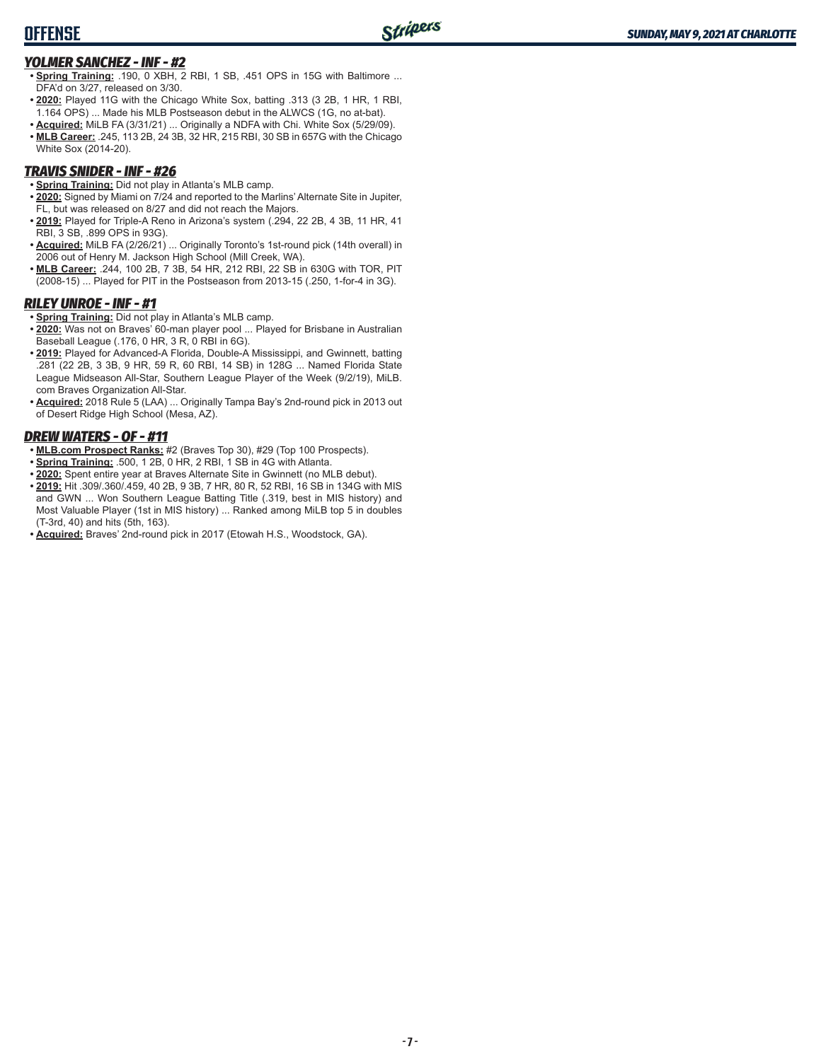## YOLMER SANCHEZ - INF - #2

- **Spring Training:** .190, 0 XBH, 2 RBI, 1 SB, .451 OPS in 15G with Baltimore ... DFA'd on 3/27, released on 3/30.
- **2020:** Played 11G with the Chicago White Sox, batting .313 (3 2B, 1 HR, 1 RBI, 1.164 OPS) ... Made his MLB Postseason debut in the ALWCS (1G, no at-bat).
- **Acquired:** MiLB FA (3/31/21) ... Originally a NDFA with Chi. White Sox (5/29/09).
- **MLB Career:** .245, 113 2B, 24 3B, 32 HR, 215 RBI, 30 SB in 657G with the Chicago White Sox (2014-20).

## TRAVIS SNIDER - INF - #26

- **Spring Training:** Did not play in Atlanta's MLB camp.
- **2020:** Signed by Miami on 7/24 and reported to the Marlins' Alternate Site in Jupiter, FL, but was released on 8/27 and did not reach the Majors.
- **2019:** Played for Triple-A Reno in Arizona's system (.294, 22 2B, 4 3B, 11 HR, 41 RBI, 3 SB, .899 OPS in 93G).
- **Acquired:** MiLB FA (2/26/21) ... Originally Toronto's 1st-round pick (14th overall) in 2006 out of Henry M. Jackson High School (Mill Creek, WA).
- **MLB Career:** .244, 100 2B, 7 3B, 54 HR, 212 RBI, 22 SB in 630G with TOR, PIT (2008-15) ... Played for PIT in the Postseason from 2013-15 (.250, 1-for-4 in 3G).

## RILEY UNROE - INF - #1

- **Spring Training:** Did not play in Atlanta's MLB camp.
- **2020:** Was not on Braves' 60-man player pool ... Played for Brisbane in Australian Baseball League (.176, 0 HR, 3 R, 0 RBI in 6G).
- **2019:** Played for Advanced-A Florida, Double-A Mississippi, and Gwinnett, batting .281 (22 2B, 3 3B, 9 HR, 59 R, 60 RBI, 14 SB) in 128G ... Named Florida State League Midseason All-Star, Southern League Player of the Week (9/2/19), MiLB.com Braves Organization All-Star.
- **Acquired:** 2018 Rule 5 (LAA) ... Originally Tampa Bay's 2nd-round pick in 2013 out of Desert Ridge High School (Mesa, AZ).

## DREW WATERS - OF - #11

- **MLB.com Prospect Ranks:** #2 (Braves Top 30), #29 (Top 100 Prospects).
- **Spring Training:** .500, 1 2B, 0 HR, 2 RBI, 1 SB in 4G with Atlanta.
- **2020:** Spent entire year at Braves Alternate Site in Gwinnett (no MLB debut).
- **2019:** Hit .309/.360/.459, 40 2B, 9 3B, 7 HR, 80 R, 52 RBI, 16 SB in 134G with MIS and GWN ... Won Southern League Batting Title (.319, best in MIS history) and Most Valuable Player (1st in MIS history) ... Ranked among MiLB top 5 in doubles (T-3rd, 40) and hits (5th, 163).
- **Acquired:** Braves' 2nd-round pick in 2017 (Etowah H.S., Woodstock, GA).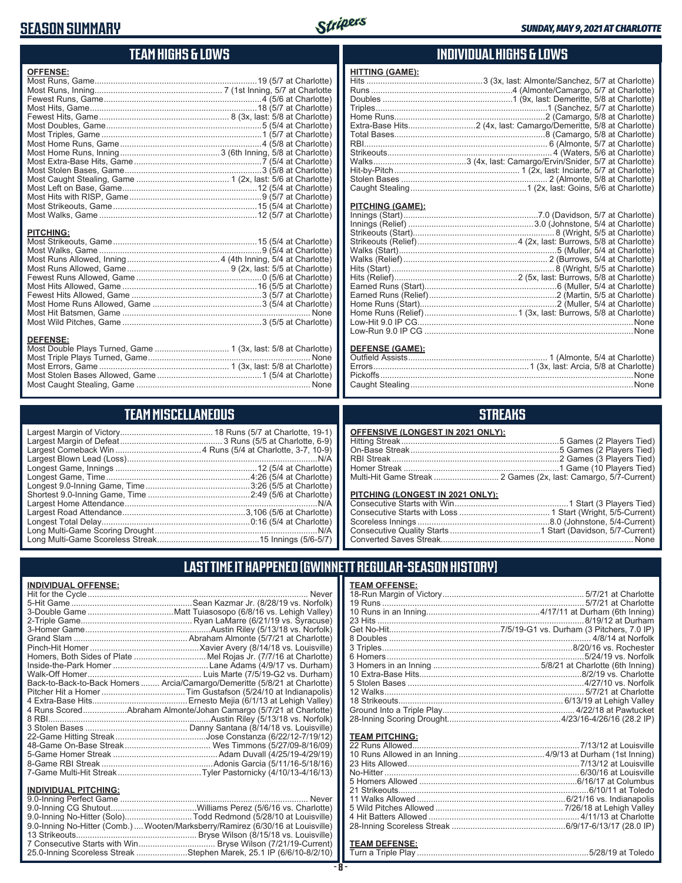# SEASON SUMMARY

*SUNDAY, MAY 9, 2021 AT CHARLOTTE*

## TEAM HIGHS & LOWS

### OFFENSE:

| | |
|---|---|
| Most Runs, Game | 19 (5/7 at Charlotte) |
| Most Runs, Inning | 7 (1st Inning, 5/7 at Charlotte) |
| Fewest Runs, Game | 4 (5/6 at Charlotte) |
| Most Hits, Game | 18 (5/7 at Charlotte) |
| Fewest Hits, Game | 8 (3x, last: 5/8 at Charlotte) |
| Most Doubles, Game | 5 (5/4 at Charlotte) |
| Most Triples, Game | 1 (5/7 at Charlotte) |
| Most Home Runs, Game | 4 (5/8 at Charlotte) |
| Most Home Runs, Inning | 3 (6th Inning, 5/8 at Charlotte) |
| Most Extra-Base Hits, Game | 7 (5/4 at Charlotte) |
| Most Stolen Bases, Game | 3 (5/8 at Charlotte) |
| Most Caught Stealing, Game | 1 (2x, last: 5/6 at Charlotte) |
| Most Left on Base, Game | 12 (5/4 at Charlotte) |
| Most Hits with RISP, Game | 9 (5/7 at Charlotte) |
| Most Strikeouts, Game | 15 (5/4 at Charlotte) |
| Most Walks, Game | 12 (5/7 at Charlotte) |

### PITCHING:

| | |
|---|---|
| Most Strikeouts, Game | 15 (5/4 at Charlotte) |
| Most Walks, Game | 9 (5/4 at Charlotte) |
| Most Runs Allowed, Inning | 4 (4th Inning, 5/4 at Charlotte) |
| Most Runs Allowed, Game | 9 (2x, last: 5/5 at Charlotte) |
| Fewest Runs Allowed, Game | 0 (5/6 at Charlotte) |
| Most Hits Allowed, Game | 16 (5/5 at Charlotte) |
| Fewest Hits Allowed, Game | 3 (5/7 at Charlotte) |
| Most Home Runs Allowed, Game | 3 (5/4 at Charlotte) |
| Most Hit Batsmen, Game | None |
| Most Wild Pitches, Game | 3 (5/5 at Charlotte) |

### DEFENSE:

| | |
|---|---|
| Most Double Plays Turned, Game | 1 (3x, last: 5/8 at Charlotte) |
| Most Triple Plays Turned, Game | None |
| Most Errors, Game | 1 (3x, last: 5/8 at Charlotte) |
| Most Stolen Bases Allowed, Game | 1 (5/4 at Charlotte) |
| Most Caught Stealing, Game | None |

## INDIVIDUAL HIGHS & LOWS

### HITTING (GAME):

| | |
|---|---|
| Hits | 3 (3x, last: Almonte/Sanchez, 5/7 at Charlotte) |
| Runs | 4 (Almonte/Camargo, 5/7 at Charlotte) |
| Doubles | 1 (9x, last: Demeritte, 5/8 at Charlotte) |
| Triples | 1 (Sanchez, 5/7 at Charlotte) |
| Home Runs | 2 (Camargo, 5/8 at Charlotte) |
| Extra-Base Hits | 2 (4x, last: Camargo/Demeritte, 5/8 at Charlotte) |
| Total Bases | 8 (Camargo, 5/8 at Charlotte) |
| RBI | 6 (Almonte, 5/7 at Charlotte) |
| Strikeouts | 4 (Waters, 5/6 at Charlotte) |
| Walks | 3 (4x, last: Camargo/Ervin/Snider, 5/7 at Charlotte) |
| Hit-by-Pitch | 1 (2x, last: Inciarte, 5/7 at Charlotte) |
| Stolen Bases | 2 (Almonte, 5/8 at Charlotte) |
| Caught Stealing | 1 (2x, last: Goins, 5/6 at Charlotte) |

### PITCHING (GAME):

| | |
|---|---|
| Innings (Start) | 7.0 (Davidson, 5/7 at Charlotte) |
| Innings (Relief) | 3.0 (Johnstone, 5/4 at Charlotte) |
| Strikeouts (Start) | 8 (Wright, 5/5 at Charlotte) |
| Strikeouts (Relief) | 4 (2x, last: Burrows, 5/8 at Charlotte) |
| Walks (Start) | 5 (Muller, 5/4 at Charlotte) |
| Walks (Relief) | 2 (Burrows, 5/4 at Charlotte) |
| Hits (Start) | 8 (Wright, 5/5 at Charlotte) |
| Hits (Relief) | 2 (5x, last: Burrows, 5/8 at Charlotte) |
| Earned Runs (Start) | 6 (Muller, 5/4 at Charlotte) |
| Earned Runs (Relief) | 2 (Martin, 5/5 at Charlotte) |
| Home Runs (Start) | 2 (Muller, 5/4 at Charlotte) |
| Home Runs (Relief) | 1 (3x, last: Burrows, 5/8 at Charlotte) |
| Low-Hit 9.0 IP CG | None |
| Low-Run 9.0 IP CG | None |

### DEFENSE (GAME):

| | |
|---|---|
| Outfield Assists | 1 (Almonte, 5/4 at Charlotte) |
| Errors | 1 (3x, last: Arcia, 5/8 at Charlotte) |
| Pickoffs | None |
| Caught Stealing | None |

## TEAM MISCELLANEOUS

| | |
|---|---|
| Largest Margin of Victory | 18 Runs (5/7 at Charlotte, 19-1) |
| Largest Margin of Defeat | 3 Runs (5/5 at Charlotte, 6-9) |
| Largest Comeback Win | 4 Runs (5/4 at Charlotte, 3-7, 10-9) |
| Largest Blown Lead (Loss) | N/A |
| Longest Game, Innings | 12 (5/4 at Charlotte) |
| Longest Game, Time | 4:26 (5/4 at Charlotte) |
| Longest 9.0-Inning Game, Time | 3:26 (5/5 at Charlotte) |
| Shortest 9.0-Inning Game, Time | 2:49 (5/6 at Charlotte) |
| Largest Home Attendance | N/A |
| Largest Road Attendance | 3,106 (5/6 at Charlotte) |
| Longest Total Delay | 0:16 (5/4 at Charlotte) |
| Long Multi-Game Scoring Drought | N/A |
| Long Multi-Game Scoreless Streak | 15 Innings (5/6-5/7) |

## STREAKS

### OFFENSIVE (LONGEST IN 2021 ONLY):

| | |
|---|---|
| Hitting Streak | 5 Games (2 Players Tied) |
| On-Base Streak | 5 Games (2 Players Tied) |
| RBI Streak | 2 Games (3 Players Tied) |
| Homer Streak | 1 Game (10 Players Tied) |
| Multi-Hit Game Streak | 2 Games (2x, last: Camargo, 5/7-Current) |

### PITCHING (LONGEST IN 2021 ONLY):

| | |
|---|---|
| Consecutive Starts with Win | 1 Start (3 Players Tied) |
| Consecutive Starts with Loss | 1 Start (Wright, 5/5-Current) |
| Scoreless Innings | 8.0 (Johnstone, 5/4-Current) |
| Consecutive Quality Starts | 1 Start (Davidson, 5/7-Current) |
| Converted Saves Streak | None |

## LAST TIME IT HAPPENED (GWINNETT REGULAR-SEASON HISTORY)

### INDIVIDUAL OFFENSE:

| | |
|---|---|
| Hit for the Cycle | Never |
| 5-Hit Game | Sean Kazmar Jr. (8/28/19 vs. Norfolk) |
| 3-Double Game | Matt Tuiasosopo (6/8/16 vs. Lehigh Valley) |
| 2-Triple Game | Ryan LaMarre (6/21/19 vs. Syracuse) |
| 3-Homer Game | Austin Riley (5/13/18 vs. Norfolk) |
| Grand Slam | Abraham Almonte (5/7/21 at Charlotte) |
| Pinch-Hit Homer | Xavier Avery (8/14/18 vs. Louisville) |
| Homers, Both Sides of Plate | Mel Rojas Jr. (7/7/16 at Charlotte) |
| Inside-the-Park Homer | Lane Adams (4/9/17 vs. Durham) |
| Walk-Off Homer | Luis Marte (7/5/19-G2 vs. Durham) |
| Back-to-Back-to-Back Homers | Arcia/Camargo/Demeritte (5/8/21 at Charlotte) |
| Pitcher Hit a Homer | Tim Gustafson (5/24/10 at Indianapolis) |
| 4 Extra-Base Hits | Ernesto Mejia (6/1/13 at Lehigh Valley) |
| 4 Runs Scored | Abraham Almonte/Johan Camargo (5/7/21 at Charlotte) |
| 8 RBI | Austin Riley (5/13/18 vs. Norfolk) |
| 3 Stolen Bases | Danny Santana (8/14/18 vs. Louisville) |
| 22-Game Hitting Streak | Jose Constanza (6/22/12-7/19/12) |
| 48-Game On-Base Streak | Wes Timmons (5/27/09-8/16/09) |
| 5-Game Homer Streak | Adam Duvall (4/25/19-4/29/19) |
| 8-Game RBI Streak | Adonis Garcia (5/11/16-5/18/16) |
| 7-Game Multi-Hit Streak | Tyler Pastornicky (4/10/13-4/16/13) |

### INDIVIDUAL PITCHING:

| | |
|---|---|
| 9.0-Inning Perfect Game | Never |
| 9.0-Inning CG Shutout | Williams Perez (5/6/16 vs. Charlotte) |
| 9.0-Inning No-Hitter (Solo) | Todd Redmond (5/28/10 at Louisville) |
| 9.0-Inning No-Hitter (Comb.) | Wooten/Marksberry/Ramirez (6/30/16 at Louisville) |
| 13 Strikeouts | Bryse Wilson (8/15/18 vs. Louisville) |
| 7 Consecutive Starts with Win | Bryse Wilson (7/21/19-Current) |
| 25.0-Inning Scoreless Streak | Stephen Marek, 25.1 IP (6/6/10-8/2/10) |

### TEAM OFFENSE:

| | |
|---|---|
| 18-Run Margin of Victory | 5/7/21 at Charlotte |
| 19 Runs | 5/7/21 at Charlotte |
| 10 Runs in an Inning | 4/17/11 at Durham (6th Inning) |
| 23 Hits | 8/19/12 at Durham |
| Get No-Hit | 7/5/19-G1 vs. Durham (3 Pitchers, 7.0 IP) |
| 8 Doubles | 4/8/14 at Norfolk |
| 3 Triples | 8/20/16 vs. Rochester |
| 6 Homers | 5/24/19 vs. Norfolk |
| 3 Homers in an Inning | 5/8/21 at Charlotte (6th Inning) |
| 10 Extra-Base Hits | 8/2/19 vs. Charlotte |
| 5 Stolen Bases | 4/27/10 vs. Norfolk |
| 12 Walks | 5/7/21 at Charlotte |
| 18 Strikeouts | 6/13/19 at Lehigh Valley |
| Ground Into a Triple Play | 4/22/18 at Pawtucket |
| 28-Inning Scoring Drought | 4/23/16-4/26/16 (28.2 IP) |

### TEAM PITCHING:

| | |
|---|---|
| 22 Runs Allowed | 7/13/12 at Louisville |
| 10 Runs Allowed in an Inning | 4/9/13 at Durham (1st Inning) |
| 23 Hits Allowed | 7/13/12 at Louisville |
| No-Hitter | 6/30/16 at Louisville |
| 5 Homers Allowed | 6/16/17 at Columbus |
| 21 Strikeouts | 6/10/11 at Toledo |
| 11 Walks Allowed | 6/21/16 vs. Indianapolis |
| 5 Wild Pitches Allowed | 7/26/18 at Lehigh Valley |
| 4 Hit Batters Allowed | 4/11/13 at Charlotte |
| 28-Inning Scoreless Streak | 6/9/17-6/13/17 (28.0 IP) |

### TEAM DEFENSE:

| | |
|---|---|
| Turn a Triple Play | 5/28/19 at Toledo |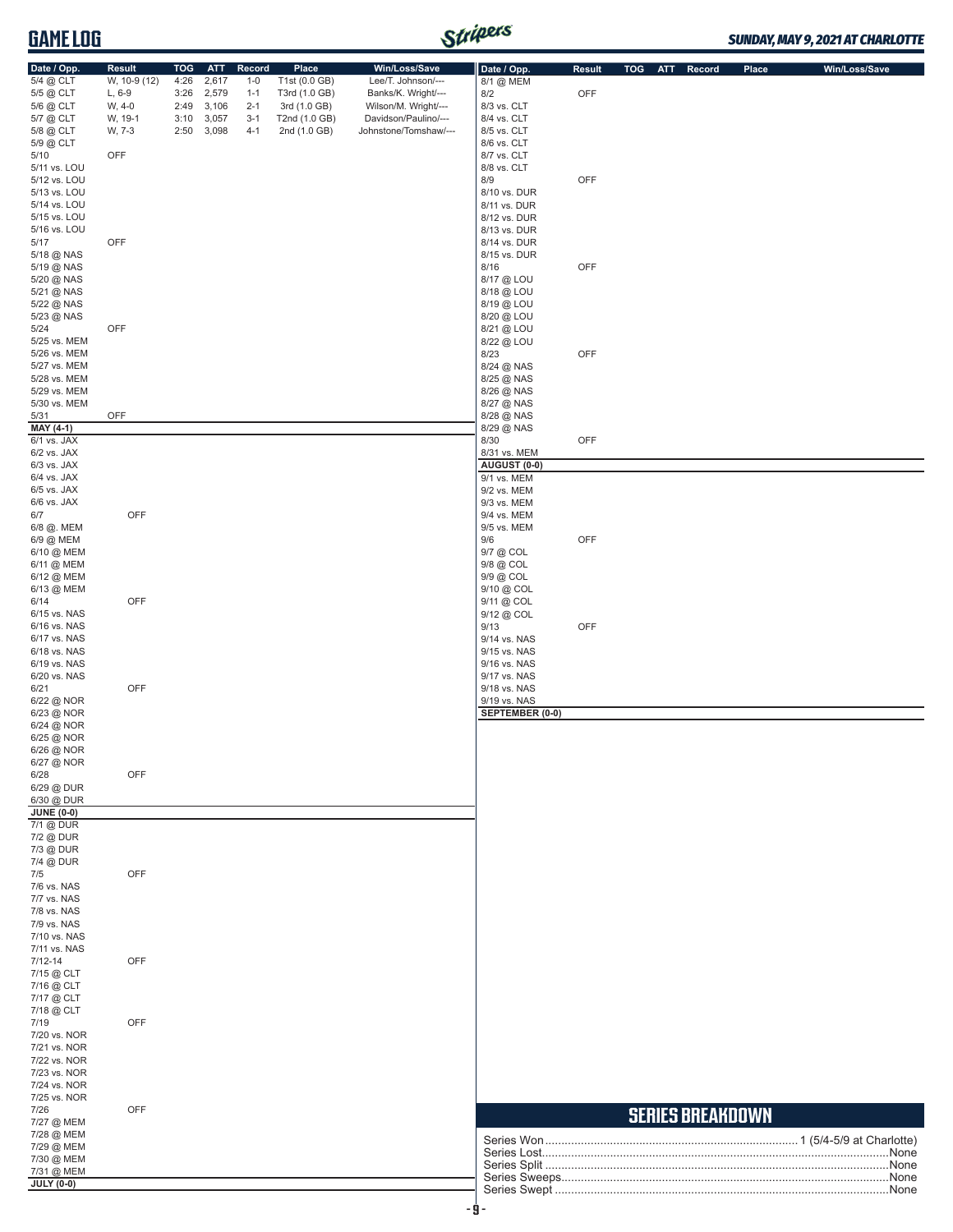## GAME LOG

**SUNDAY, MAY 9, 2021 AT CHARLOTTE**

| Date / Opp. | Result | TOG | ATT | Record | Place | Win/Loss/Save |
|---|---|---|---|---|---|---|
| 5/4 @ CLT | W, 10-9 (12) | 4:26 | 2,617 | 1-0 | T1st (0.0 GB) | Lee/T. Johnson/--- |
| 5/5 @ CLT | L, 6-9 | 3:26 | 2,579 | 1-1 | T3rd (1.0 GB) | Banks/K. Wright/--- |
| 5/6 @ CLT | W, 4-0 | 2:49 | 3,106 | 2-1 | 3rd (1.0 GB) | Wilson/M. Wright/--- |
| 5/7 @ CLT | W, 19-1 | 3:10 | 3,057 | 3-1 | T2nd (1.0 GB) | Davidson/Paulino/--- |
| 5/8 @ CLT | W, 7-3 | 2:50 | 3,098 | 4-1 | 2nd (1.0 GB) | Johnstone/Tomshaw/--- |
| 5/9 @ CLT | | | | | | |
| 5/10 | OFF | | | | | |
| 5/11 vs. LOU | | | | | | |
| 5/12 vs. LOU | | | | | | |
| 5/13 vs. LOU | | | | | | |
| 5/14 vs. LOU | | | | | | |
| 5/15 vs. LOU | | | | | | |
| 5/16 vs. LOU | | | | | | |
| 5/17 | OFF | | | | | |
| 5/18 @ NAS | | | | | | |
| 5/19 @ NAS | | | | | | |
| 5/20 @ NAS | | | | | | |
| 5/21 @ NAS | | | | | | |
| 5/22 @ NAS | | | | | | |
| 5/23 @ NAS | | | | | | |
| 5/24 | OFF | | | | | |
| 5/25 vs. MEM | | | | | | |
| 5/26 vs. MEM | | | | | | |
| 5/27 vs. MEM | | | | | | |
| 5/28 vs. MEM | | | | | | |
| 5/29 vs. MEM | | | | | | |
| 5/30 vs. MEM | | | | | | |
| 5/31 | OFF | | | | | |
| **MAY (4-1)** | | | | | | |
| 6/1 vs. JAX | | | | | | |
| 6/2 vs. JAX | | | | | | |
| 6/3 vs. JAX | | | | | | |
| 6/4 vs. JAX | | | | | | |
| 6/5 vs. JAX | | | | | | |
| 6/6 vs. JAX | | | | | | |
| 6/7 | OFF | | | | | |
| 6/8 @. MEM | | | | | | |
| 6/9 @ MEM | | | | | | |
| 6/10 @ MEM | | | | | | |
| 6/11 @ MEM | | | | | | |
| 6/12 @ MEM | | | | | | |
| 6/13 @ MEM | | | | | | |
| 6/14 | OFF | | | | | |
| 6/15 vs. NAS | | | | | | |
| 6/16 vs. NAS | | | | | | |
| 6/17 vs. NAS | | | | | | |
| 6/18 vs. NAS | | | | | | |
| 6/19 vs. NAS | | | | | | |
| 6/20 vs. NAS | | | | | | |
| 6/21 | OFF | | | | | |
| 6/22 @ NOR | | | | | | |
| 6/23 @ NOR | | | | | | |
| 6/24 @ NOR | | | | | | |
| 6/25 @ NOR | | | | | | |
| 6/26 @ NOR | | | | | | |
| 6/27 @ NOR | | | | | | |
| 6/28 | OFF | | | | | |
| 6/29 @ DUR | | | | | | |
| 6/30 @ DUR | | | | | | |
| **JUNE (0-0)** | | | | | | |
| 7/1 @ DUR | | | | | | |
| 7/2 @ DUR | | | | | | |
| 7/3 @ DUR | | | | | | |
| 7/4 @ DUR | | | | | | |
| 7/5 | OFF | | | | | |
| 7/6 vs. NAS | | | | | | |
| 7/7 vs. NAS | | | | | | |
| 7/8 vs. NAS | | | | | | |
| 7/9 vs. NAS | | | | | | |
| 7/10 vs. NAS | | | | | | |
| 7/11 vs. NAS | | | | | | |
| 7/12-14 | OFF | | | | | |
| 7/15 @ CLT | | | | | | |
| 7/16 @ CLT | | | | | | |
| 7/17 @ CLT | | | | | | |
| 7/18 @ CLT | | | | | | |
| 7/19 | OFF | | | | | |
| 7/20 vs. NOR | | | | | | |
| 7/21 vs. NOR | | | | | | |
| 7/22 vs. NOR | | | | | | |
| 7/23 vs. NOR | | | | | | |
| 7/24 vs. NOR | | | | | | |
| 7/25 vs. NOR | | | | | | |
| 7/26 | OFF | | | | | |
| 7/27 @ MEM | | | | | | |
| 7/28 @ MEM | | | | | | |
| 7/29 @ MEM | | | | | | |
| 7/30 @ MEM | | | | | | |
| 7/31 @ MEM | | | | | | |
| **JULY (0-0)** | | | | | | |

| Date / Opp. | Result | TOG | ATT | Record | Place | Win/Loss/Save |
|---|---|---|---|---|---|---|
| 8/1 @ MEM | | | | | | |
| 8/2 | OFF | | | | | |
| 8/3 vs. CLT | | | | | | |
| 8/4 vs. CLT | | | | | | |
| 8/5 vs. CLT | | | | | | |
| 8/6 vs. CLT | | | | | | |
| 8/7 vs. CLT | | | | | | |
| 8/8 vs. CLT | | | | | | |
| 8/9 | OFF | | | | | |
| 8/10 vs. DUR | | | | | | |
| 8/11 vs. DUR | | | | | | |
| 8/12 vs. DUR | | | | | | |
| 8/13 vs. DUR | | | | | | |
| 8/14 vs. DUR | | | | | | |
| 8/15 vs. DUR | | | | | | |
| 8/16 | OFF | | | | | |
| 8/17 @ LOU | | | | | | |
| 8/18 @ LOU | | | | | | |
| 8/19 @ LOU | | | | | | |
| 8/20 @ LOU | | | | | | |
| 8/21 @ LOU | | | | | | |
| 8/22 @ LOU | | | | | | |
| 8/23 | OFF | | | | | |
| 8/24 @ NAS | | | | | | |
| 8/25 @ NAS | | | | | | |
| 8/26 @ NAS | | | | | | |
| 8/27 @ NAS | | | | | | |
| 8/28 @ NAS | | | | | | |
| 8/29 @ NAS | | | | | | |
| 8/30 | OFF | | | | | |
| 8/31 vs. MEM | | | | | | |
| **AUGUST (0-0)** | | | | | | |
| 9/1 vs. MEM | | | | | | |
| 9/2 vs. MEM | | | | | | |
| 9/3 vs. MEM | | | | | | |
| 9/4 vs. MEM | | | | | | |
| 9/5 vs. MEM | | | | | | |
| 9/6 | OFF | | | | | |
| 9/7 @ COL | | | | | | |
| 9/8 @ COL | | | | | | |
| 9/9 @ COL | | | | | | |
| 9/10 @ COL | | | | | | |
| 9/11 @ COL | | | | | | |
| 9/12 @ COL | | | | | | |
| 9/13 | OFF | | | | | |
| 9/14 vs. NAS | | | | | | |
| 9/15 vs. NAS | | | | | | |
| 9/16 vs. NAS | | | | | | |
| 9/17 vs. NAS | | | | | | |
| 9/18 vs. NAS | | | | | | |
| 9/19 vs. NAS | | | | | | |
| **SEPTEMBER (0-0)** | | | | | | |

## SERIES BREAKDOWN

Series Won............1 (5/4-5/9 at Charlotte)
Series Lost............None
Series Split............None
Series Sweeps............None
Series Swept............None